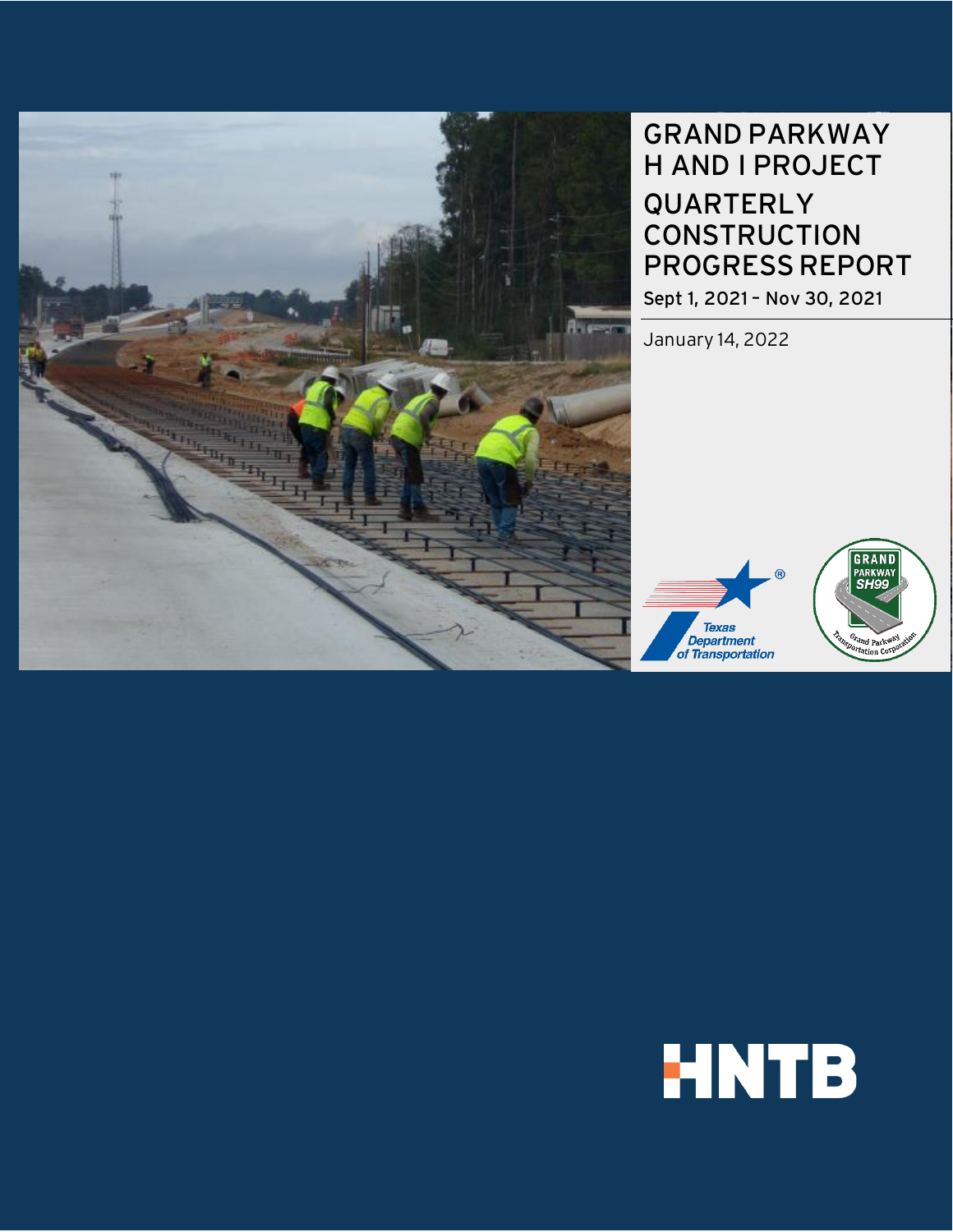# GRAND PARKWAY H AND I PROJECT

# QUARTERLY CONSTRUCTION PROGRESS REPORT

**Sept 1, 2021 – Nov 30, 2021**

January 14, 2022

Texas Department of Transportation

GRAND PARKWAY SH99 — Grand Parkway Transportation Corporation

HNTB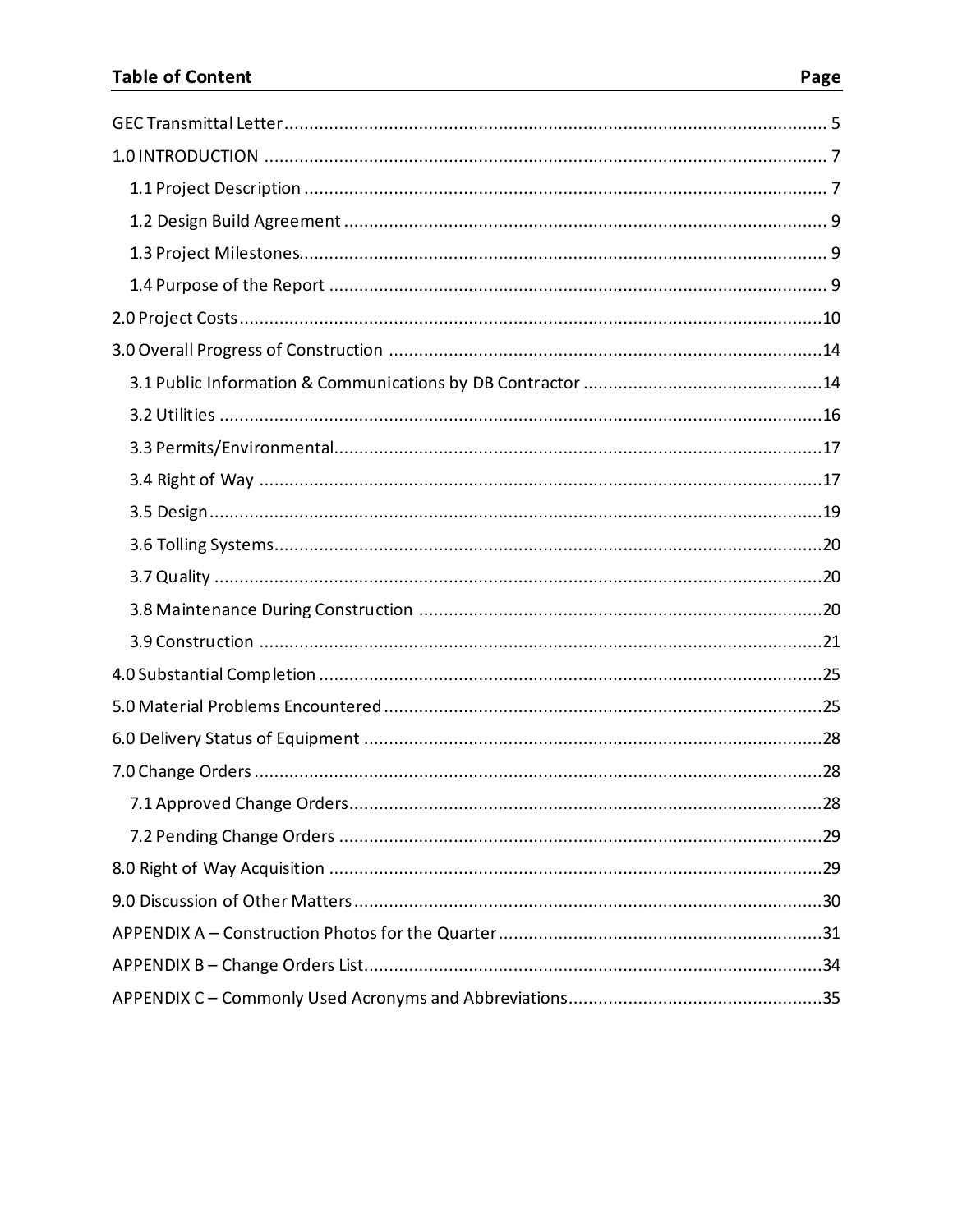## Table of Content

| Section | Page |
| --- | --- |
| GEC Transmittal Letter | 5 |
| 1.0 INTRODUCTION | 7 |
| 1.1 Project Description | 7 |
| 1.2 Design Build Agreement | 9 |
| 1.3 Project Milestones | 9 |
| 1.4 Purpose of the Report | 9 |
| 2.0 Project Costs | 10 |
| 3.0 Overall Progress of Construction | 14 |
| 3.1 Public Information & Communications by DB Contractor | 14 |
| 3.2 Utilities | 16 |
| 3.3 Permits/Environmental | 17 |
| 3.4 Right of Way | 17 |
| 3.5 Design | 19 |
| 3.6 Tolling Systems | 20 |
| 3.7 Quality | 20 |
| 3.8 Maintenance During Construction | 20 |
| 3.9 Construction | 21 |
| 4.0 Substantial Completion | 25 |
| 5.0 Material Problems Encountered | 25 |
| 6.0 Delivery Status of Equipment | 28 |
| 7.0 Change Orders | 28 |
| 7.1 Approved Change Orders | 28 |
| 7.2 Pending Change Orders | 29 |
| 8.0 Right of Way Acquisition | 29 |
| 9.0 Discussion of Other Matters | 30 |
| APPENDIX A – Construction Photos for the Quarter | 31 |
| APPENDIX B – Change Orders List | 34 |
| APPENDIX C – Commonly Used Acronyms and Abbreviations | 35 |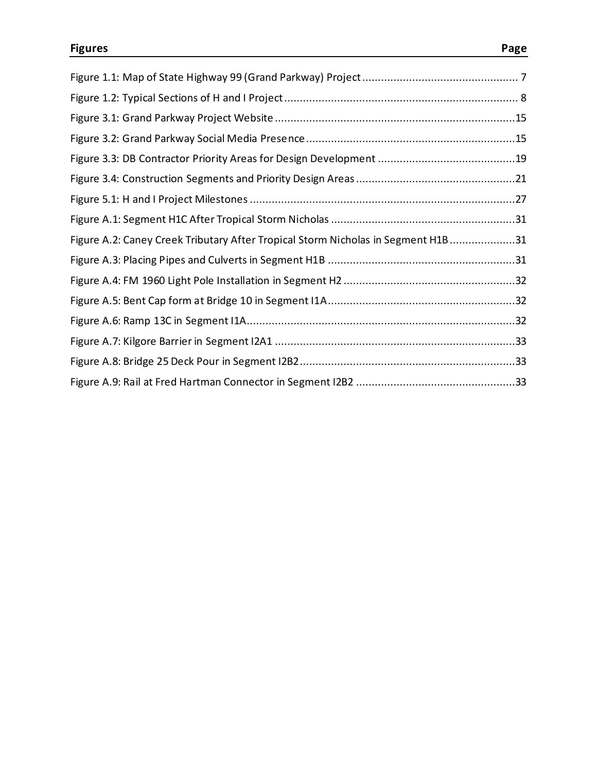| Figures | Page |
| --- | --- |
| Figure 1.1: Map of State Highway 99 (Grand Parkway) Project | 7 |
| Figure 1.2: Typical Sections of H and I Project | 8 |
| Figure 3.1: Grand Parkway Project Website | 15 |
| Figure 3.2: Grand Parkway Social Media Presence | 15 |
| Figure 3.3: DB Contractor Priority Areas for Design Development | 19 |
| Figure 3.4: Construction Segments and Priority Design Areas | 21 |
| Figure 5.1: H and I Project Milestones | 27 |
| Figure A.1: Segment H1C After Tropical Storm Nicholas | 31 |
| Figure A.2: Caney Creek Tributary After Tropical Storm Nicholas in Segment H1B | 31 |
| Figure A.3: Placing Pipes and Culverts in Segment H1B | 31 |
| Figure A.4: FM 1960 Light Pole Installation in Segment H2 | 32 |
| Figure A.5: Bent Cap form at Bridge 10 in Segment I1A | 32 |
| Figure A.6: Ramp 13C in Segment I1A | 32 |
| Figure A.7: Kilgore Barrier in Segment I2A1 | 33 |
| Figure A.8: Bridge 25 Deck Pour in Segment I2B2 | 33 |
| Figure A.9: Rail at Fred Hartman Connector in Segment I2B2 | 33 |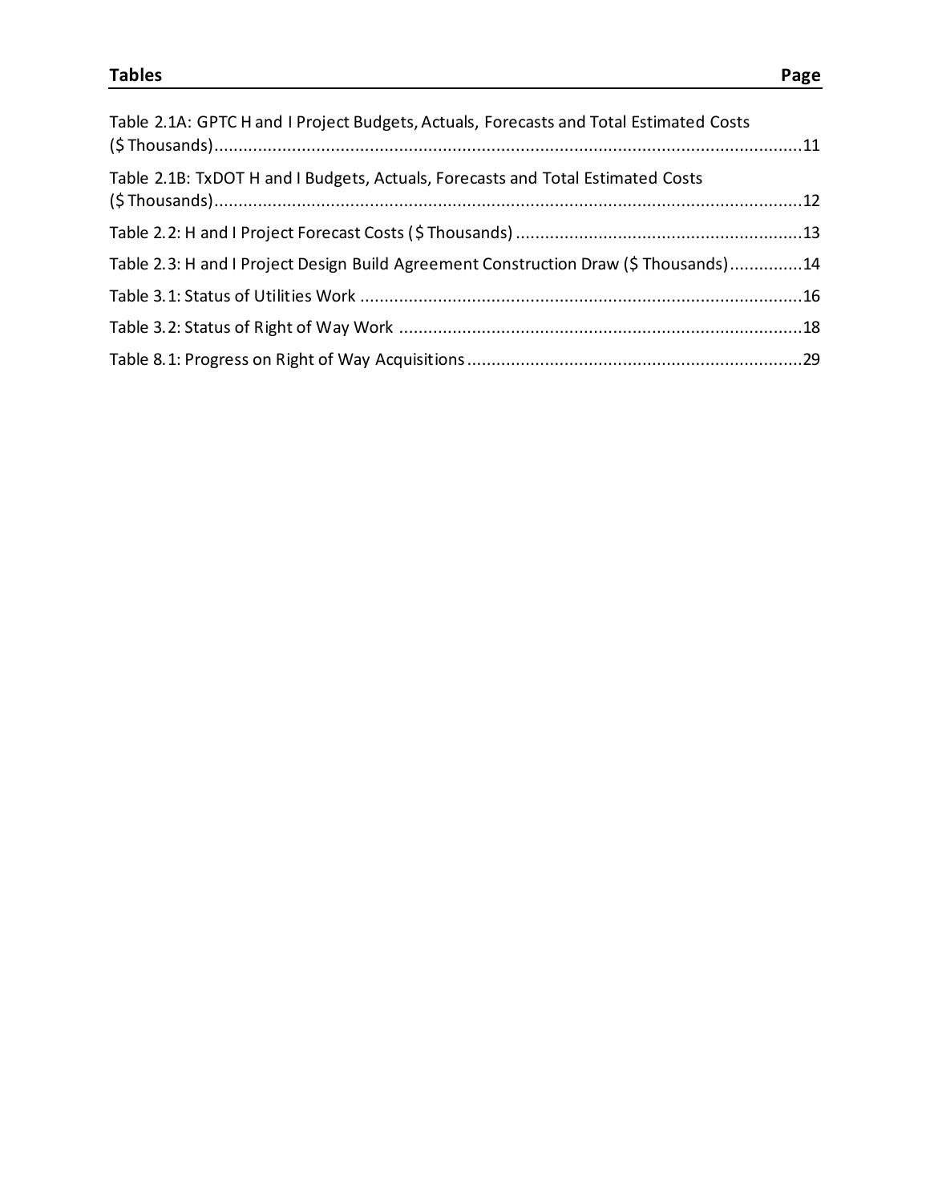| Tables | Page |
|---|---|
| Table 2.1A: GPTC H and I Project Budgets, Actuals, Forecasts and Total Estimated Costs ($ Thousands) | 11 |
| Table 2.1B: TxDOT H and I Budgets, Actuals, Forecasts and Total Estimated Costs ($ Thousands) | 12 |
| Table 2.2: H and I Project Forecast Costs ($ Thousands) | 13 |
| Table 2.3: H and I Project Design Build Agreement Construction Draw ($ Thousands) | 14 |
| Table 3.1: Status of Utilities Work | 16 |
| Table 3.2: Status of Right of Way Work | 18 |
| Table 8.1: Progress on Right of Way Acquisitions | 29 |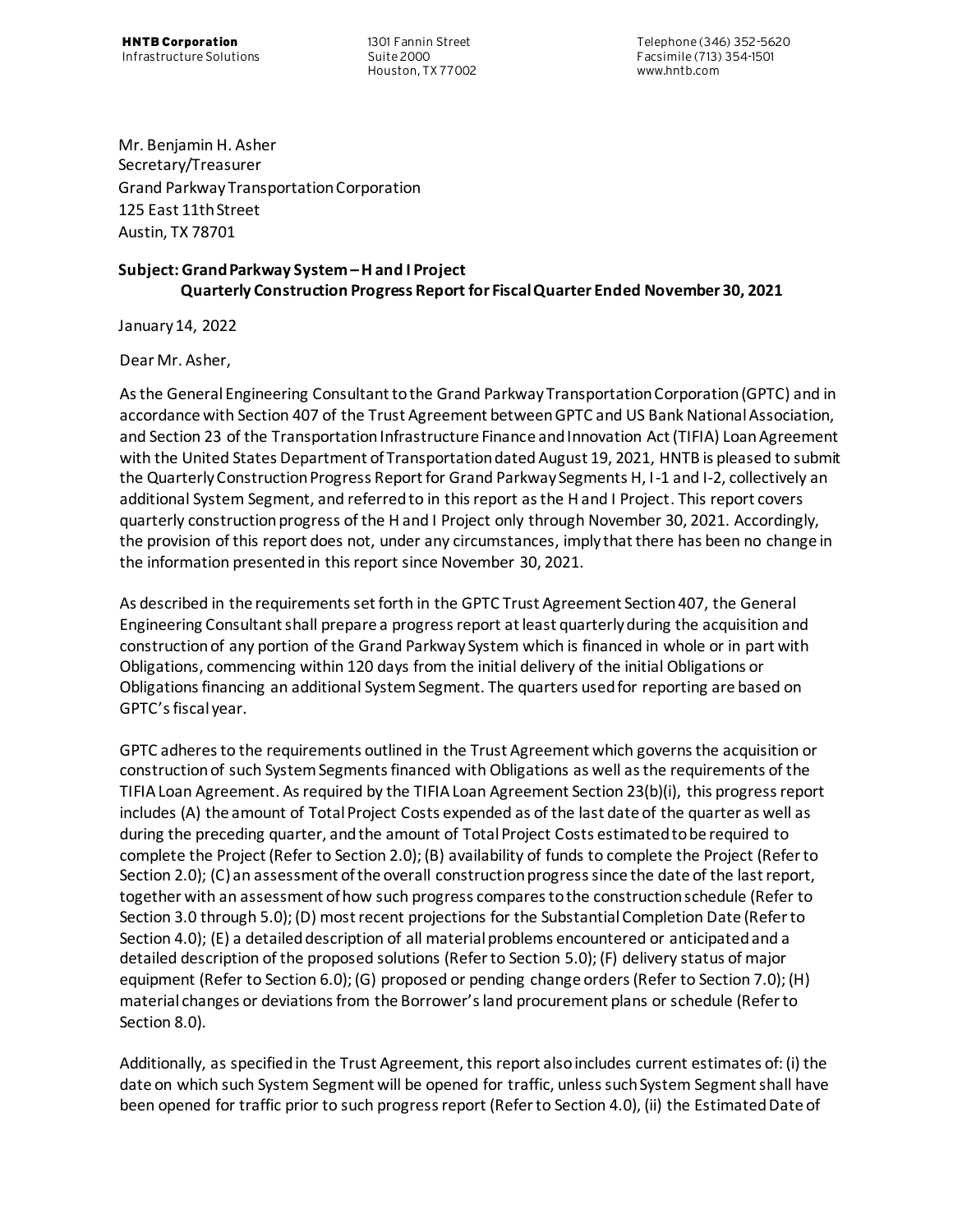**HNTB Corporation**
Infrastructure Solutions

1301 Fannin Street
Suite 2000
Houston, TX 77002

Telephone (346) 352-5620
Facsimile (713) 354-1501
www.hntb.com

Mr. Benjamin H. Asher
Secretary/Treasurer
Grand Parkway Transportation Corporation
125 East 11th Street
Austin, TX 78701

**Subject: Grand Parkway System – H and I Project**
**Quarterly Construction Progress Report for Fiscal Quarter Ended November 30, 2021**

January 14, 2022

Dear Mr. Asher,

As the General Engineering Consultant to the Grand Parkway Transportation Corporation (GPTC) and in accordance with Section 407 of the Trust Agreement between GPTC and US Bank National Association, and Section 23 of the Transportation Infrastructure Finance and Innovation Act (TIFIA) Loan Agreement with the United States Department of Transportation dated August 19, 2021, HNTB is pleased to submit the Quarterly Construction Progress Report for Grand Parkway Segments H, I-1 and I-2, collectively an additional System Segment, and referred to in this report as the H and I Project. This report covers quarterly construction progress of the H and I Project only through November 30, 2021. Accordingly, the provision of this report does not, under any circumstances, imply that there has been no change in the information presented in this report since November 30, 2021.

As described in the requirements set forth in the GPTC Trust Agreement Section 407, the General Engineering Consultant shall prepare a progress report at least quarterly during the acquisition and construction of any portion of the Grand Parkway System which is financed in whole or in part with Obligations, commencing within 120 days from the initial delivery of the initial Obligations or Obligations financing an additional System Segment. The quarters used for reporting are based on GPTC's fiscal year.

GPTC adheres to the requirements outlined in the Trust Agreement which governs the acquisition or construction of such System Segments financed with Obligations as well as the requirements of the TIFIA Loan Agreement. As required by the TIFIA Loan Agreement Section 23(b)(i), this progress report includes (A) the amount of Total Project Costs expended as of the last date of the quarter as well as during the preceding quarter, and the amount of Total Project Costs estimated to be required to complete the Project (Refer to Section 2.0); (B) availability of funds to complete the Project (Refer to Section 2.0); (C) an assessment of the overall construction progress since the date of the last report, together with an assessment of how such progress compares to the construction schedule (Refer to Section 3.0 through 5.0); (D) most recent projections for the Substantial Completion Date (Refer to Section 4.0); (E) a detailed description of all material problems encountered or anticipated and a detailed description of the proposed solutions (Refer to Section 5.0); (F) delivery status of major equipment (Refer to Section 6.0); (G) proposed or pending change orders (Refer to Section 7.0); (H) material changes or deviations from the Borrower's land procurement plans or schedule (Refer to Section 8.0).

Additionally, as specified in the Trust Agreement, this report also includes current estimates of: (i) the date on which such System Segment will be opened for traffic, unless such System Segment shall have been opened for traffic prior to such progress report (Refer to Section 4.0), (ii) the Estimated Date of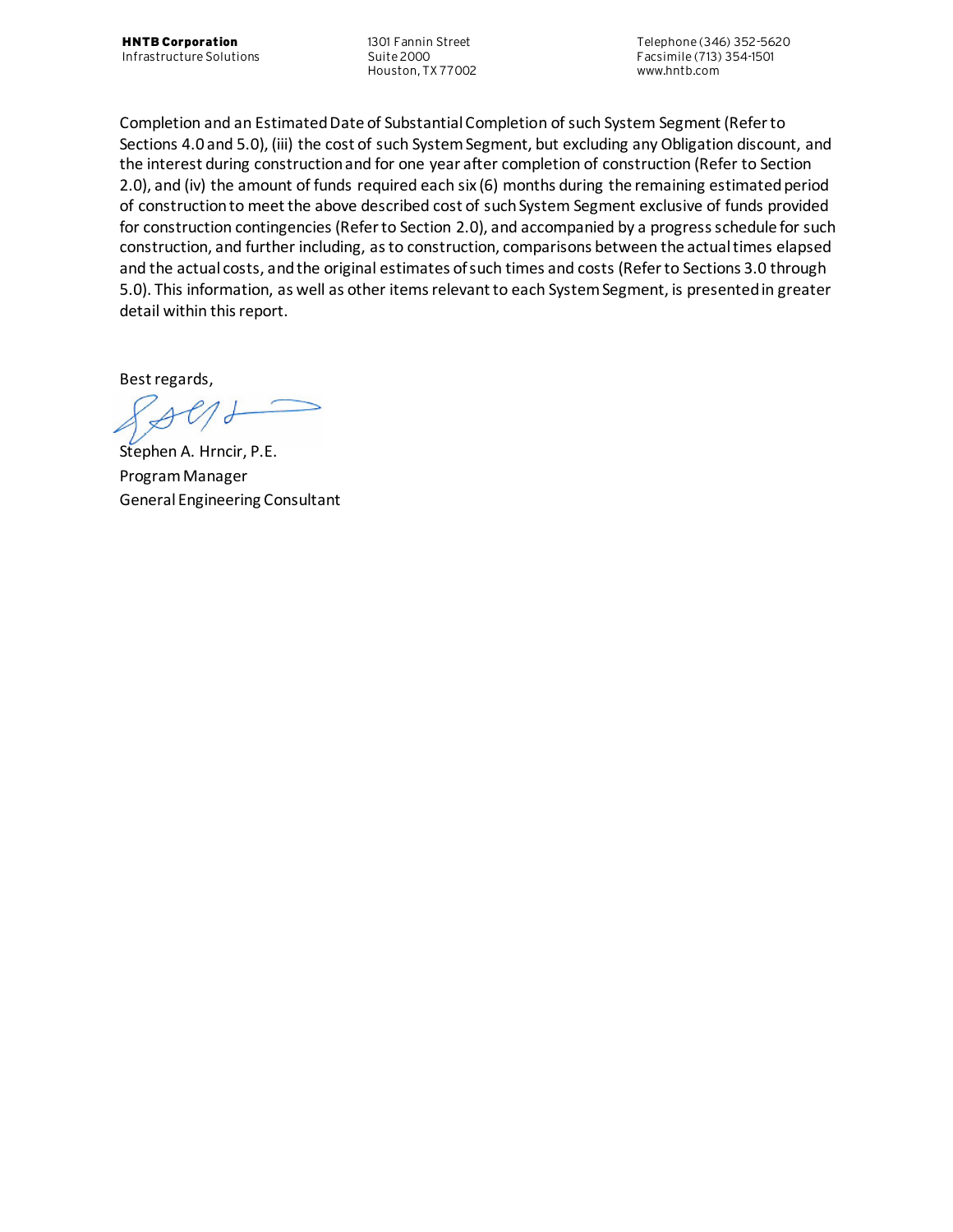Completion and an Estimated Date of Substantial Completion of such System Segment (Refer to Sections 4.0 and 5.0), (iii) the cost of such System Segment, but excluding any Obligation discount, and the interest during construction and for one year after completion of construction (Refer to Section 2.0), and (iv) the amount of funds required each six (6) months during the remaining estimated period of construction to meet the above described cost of such System Segment exclusive of funds provided for construction contingencies (Refer to Section 2.0), and accompanied by a progress schedule for such construction, and further including, as to construction, comparisons between the actual times elapsed and the actual costs, and the original estimates of such times and costs (Refer to Sections 3.0 through 5.0). This information, as well as other items relevant to each System Segment, is presented in greater detail within this report.

Best regards,

Stephen A. Hrncir, P.E.
Program Manager
General Engineering Consultant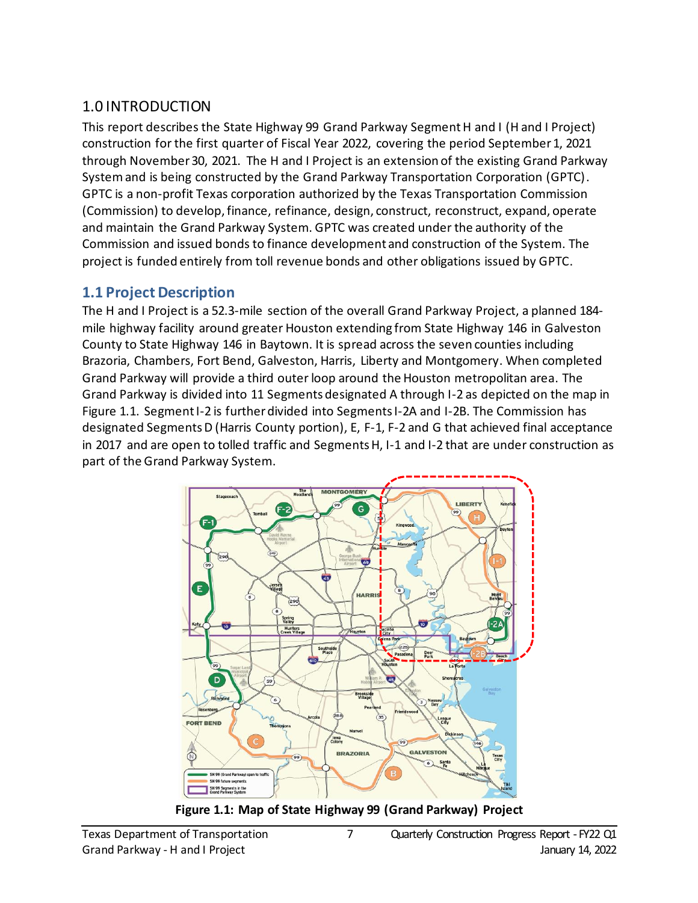# 1.0 INTRODUCTION

This report describes the State Highway 99 Grand Parkway Segment H and I (H and I Project) construction for the first quarter of Fiscal Year 2022, covering the period September 1, 2021 through November 30, 2021. The H and I Project is an extension of the existing Grand Parkway System and is being constructed by the Grand Parkway Transportation Corporation (GPTC). GPTC is a non-profit Texas corporation authorized by the Texas Transportation Commission (Commission) to develop, finance, refinance, design, construct, reconstruct, expand, operate and maintain the Grand Parkway System. GPTC was created under the authority of the Commission and issued bonds to finance development and construction of the System. The project is funded entirely from toll revenue bonds and other obligations issued by GPTC.

## 1.1 Project Description

The H and I Project is a 52.3-mile section of the overall Grand Parkway Project, a planned 184-mile highway facility around greater Houston extending from State Highway 146 in Galveston County to State Highway 146 in Baytown. It is spread across the seven counties including Brazoria, Chambers, Fort Bend, Galveston, Harris, Liberty and Montgomery. When completed Grand Parkway will provide a third outer loop around the Houston metropolitan area. The Grand Parkway is divided into 11 Segments designated A through I-2 as depicted on the map in Figure 1.1. Segment I-2 is further divided into Segments I-2A and I-2B. The Commission has designated Segments D (Harris County portion), E, F-1, F-2 and G that achieved final acceptance in 2017 and are open to tolled traffic and Segments H, I-1 and I-2 that are under construction as part of the Grand Parkway System.

**Figure 1.1: Map of State Highway 99 (Grand Parkway) Project**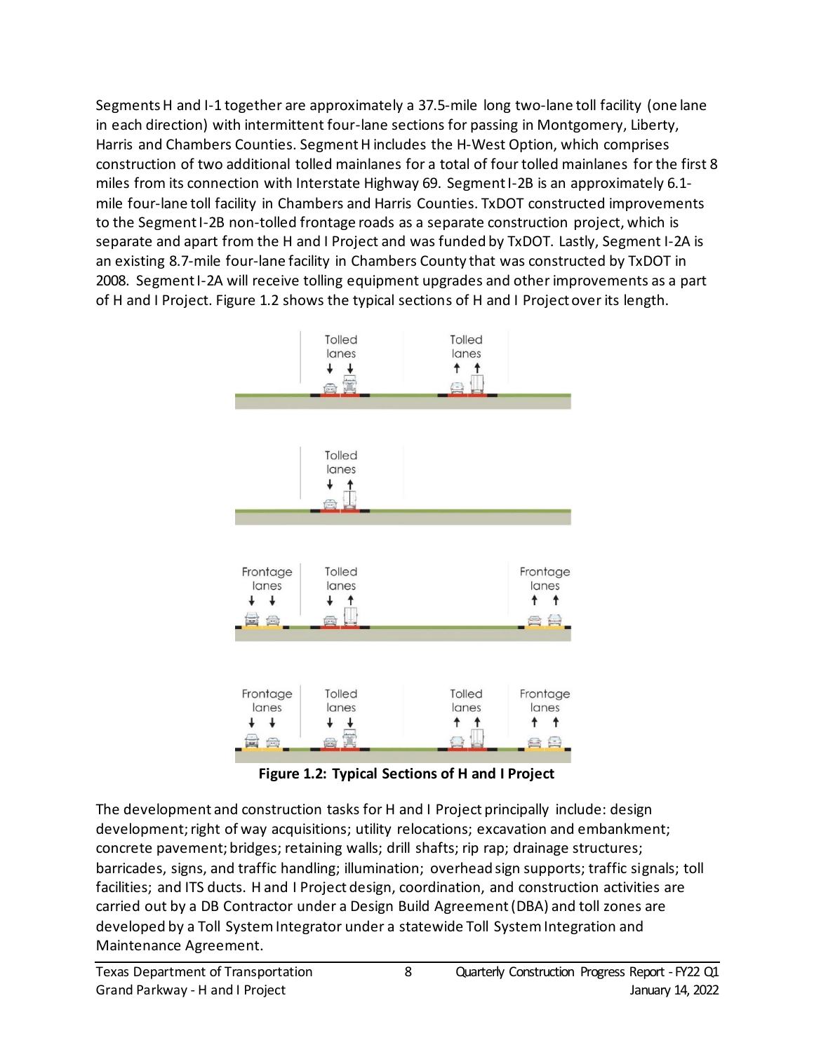Segments H and I-1 together are approximately a 37.5-mile long two-lane toll facility (one lane in each direction) with intermittent four-lane sections for passing in Montgomery, Liberty, Harris and Chambers Counties. Segment H includes the H-West Option, which comprises construction of two additional tolled mainlanes for a total of four tolled mainlanes for the first 8 miles from its connection with Interstate Highway 69. Segment I-2B is an approximately 6.1-mile four-lane toll facility in Chambers and Harris Counties. TxDOT constructed improvements to the Segment I-2B non-tolled frontage roads as a separate construction project, which is separate and apart from the H and I Project and was funded by TxDOT. Lastly, Segment I-2A is an existing 8.7-mile four-lane facility in Chambers County that was constructed by TxDOT in 2008. Segment I-2A will receive tolling equipment upgrades and other improvements as a part of H and I Project. Figure 1.2 shows the typical sections of H and I Project over its length.

**Figure 1.2: Typical Sections of H and I Project**

The development and construction tasks for H and I Project principally include: design development; right of way acquisitions; utility relocations; excavation and embankment; concrete pavement; bridges; retaining walls; drill shafts; rip rap; drainage structures; barricades, signs, and traffic handling; illumination; overhead sign supports; traffic signals; toll facilities; and ITS ducts. H and I Project design, coordination, and construction activities are carried out by a DB Contractor under a Design Build Agreement (DBA) and toll zones are developed by a Toll System Integrator under a statewide Toll System Integration and Maintenance Agreement.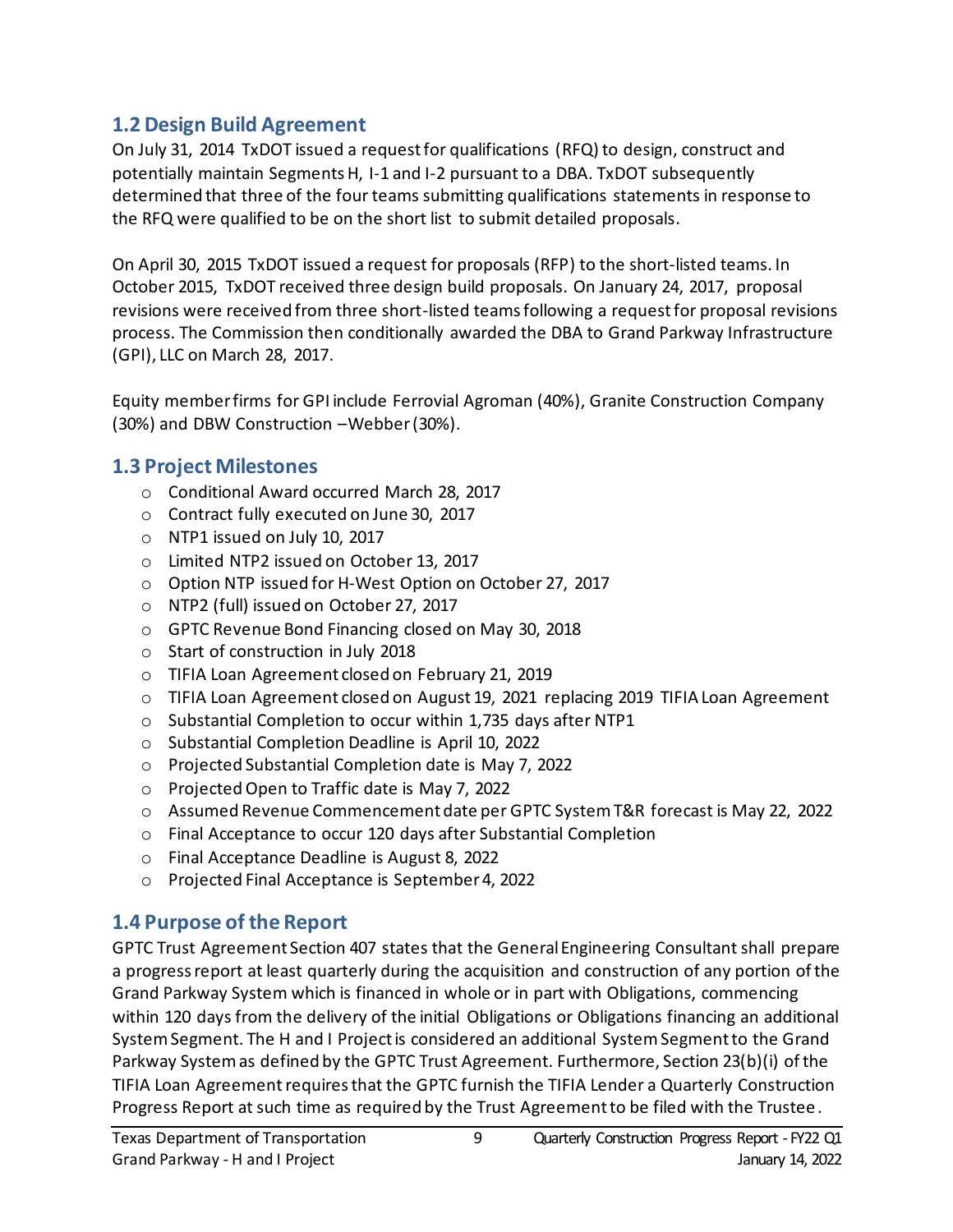## 1.2 Design Build Agreement

On July 31, 2014 TxDOT issued a request for qualifications (RFQ) to design, construct and potentially maintain Segments H, I-1 and I-2 pursuant to a DBA. TxDOT subsequently determined that three of the four teams submitting qualifications statements in response to the RFQ were qualified to be on the short list to submit detailed proposals.

On April 30, 2015 TxDOT issued a request for proposals (RFP) to the short-listed teams. In October 2015, TxDOT received three design build proposals. On January 24, 2017, proposal revisions were received from three short-listed teams following a request for proposal revisions process. The Commission then conditionally awarded the DBA to Grand Parkway Infrastructure (GPI), LLC on March 28, 2017.

Equity member firms for GPI include Ferrovial Agroman (40%), Granite Construction Company (30%) and DBW Construction –Webber (30%).

## 1.3 Project Milestones

- Conditional Award occurred March 28, 2017
- Contract fully executed on June 30, 2017
- NTP1 issued on July 10, 2017
- Limited NTP2 issued on October 13, 2017
- Option NTP issued for H-West Option on October 27, 2017
- NTP2 (full) issued on October 27, 2017
- GPTC Revenue Bond Financing closed on May 30, 2018
- Start of construction in July 2018
- TIFIA Loan Agreement closed on February 21, 2019
- TIFIA Loan Agreement closed on August 19, 2021 replacing 2019 TIFIA Loan Agreement
- Substantial Completion to occur within 1,735 days after NTP1
- Substantial Completion Deadline is April 10, 2022
- Projected Substantial Completion date is May 7, 2022
- Projected Open to Traffic date is May 7, 2022
- Assumed Revenue Commencement date per GPTC System T&R forecast is May 22, 2022
- Final Acceptance to occur 120 days after Substantial Completion
- Final Acceptance Deadline is August 8, 2022
- Projected Final Acceptance is September 4, 2022

## 1.4 Purpose of the Report

GPTC Trust Agreement Section 407 states that the General Engineering Consultant shall prepare a progress report at least quarterly during the acquisition and construction of any portion of the Grand Parkway System which is financed in whole or in part with Obligations, commencing within 120 days from the delivery of the initial Obligations or Obligations financing an additional System Segment. The H and I Project is considered an additional System Segment to the Grand Parkway System as defined by the GPTC Trust Agreement. Furthermore, Section 23(b)(i) of the TIFIA Loan Agreement requires that the GPTC furnish the TIFIA Lender a Quarterly Construction Progress Report at such time as required by the Trust Agreement to be filed with the Trustee.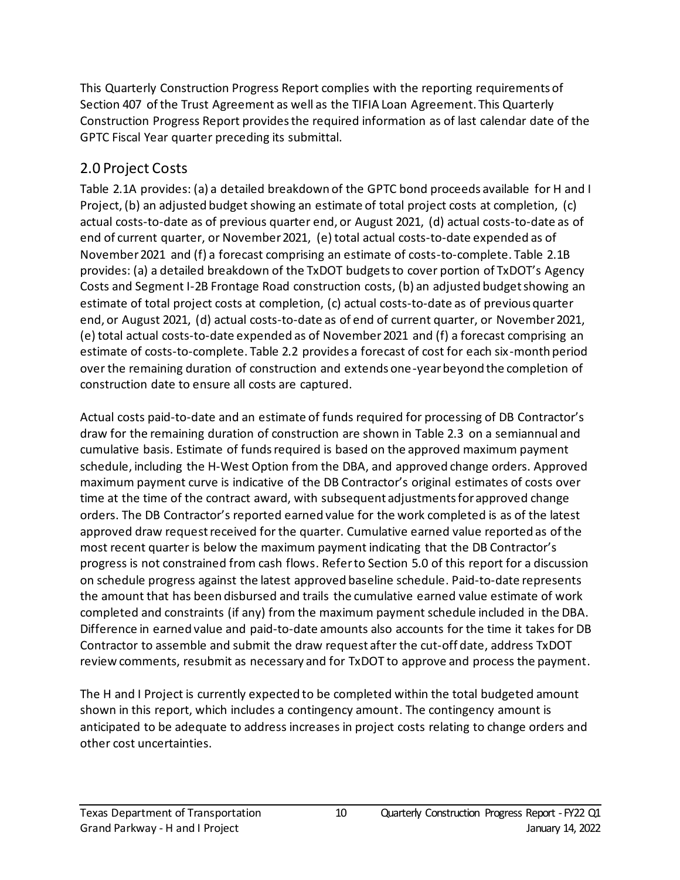This Quarterly Construction Progress Report complies with the reporting requirements of Section 407 of the Trust Agreement as well as the TIFIA Loan Agreement. This Quarterly Construction Progress Report provides the required information as of last calendar date of the GPTC Fiscal Year quarter preceding its submittal.

## 2.0 Project Costs

Table 2.1A provides: (a) a detailed breakdown of the GPTC bond proceeds available for H and I Project, (b) an adjusted budget showing an estimate of total project costs at completion, (c) actual costs-to-date as of previous quarter end, or August 2021, (d) actual costs-to-date as of end of current quarter, or November 2021, (e) total actual costs-to-date expended as of November 2021 and (f) a forecast comprising an estimate of costs-to-complete. Table 2.1B provides: (a) a detailed breakdown of the TxDOT budgets to cover portion of TxDOT's Agency Costs and Segment I-2B Frontage Road construction costs, (b) an adjusted budget showing an estimate of total project costs at completion, (c) actual costs-to-date as of previous quarter end, or August 2021, (d) actual costs-to-date as of end of current quarter, or November 2021, (e) total actual costs-to-date expended as of November 2021 and (f) a forecast comprising an estimate of costs-to-complete. Table 2.2 provides a forecast of cost for each six-month period over the remaining duration of construction and extends one-year beyond the completion of construction date to ensure all costs are captured.

Actual costs paid-to-date and an estimate of funds required for processing of DB Contractor's draw for the remaining duration of construction are shown in Table 2.3 on a semiannual and cumulative basis. Estimate of funds required is based on the approved maximum payment schedule, including the H-West Option from the DBA, and approved change orders. Approved maximum payment curve is indicative of the DB Contractor's original estimates of costs over time at the time of the contract award, with subsequent adjustments for approved change orders. The DB Contractor's reported earned value for the work completed is as of the latest approved draw request received for the quarter. Cumulative earned value reported as of the most recent quarter is below the maximum payment indicating that the DB Contractor's progress is not constrained from cash flows. Refer to Section 5.0 of this report for a discussion on schedule progress against the latest approved baseline schedule. Paid-to-date represents the amount that has been disbursed and trails the cumulative earned value estimate of work completed and constraints (if any) from the maximum payment schedule included in the DBA. Difference in earned value and paid-to-date amounts also accounts for the time it takes for DB Contractor to assemble and submit the draw request after the cut-off date, address TxDOT review comments, resubmit as necessary and for TxDOT to approve and process the payment.

The H and I Project is currently expected to be completed within the total budgeted amount shown in this report, which includes a contingency amount. The contingency amount is anticipated to be adequate to address increases in project costs relating to change orders and other cost uncertainties.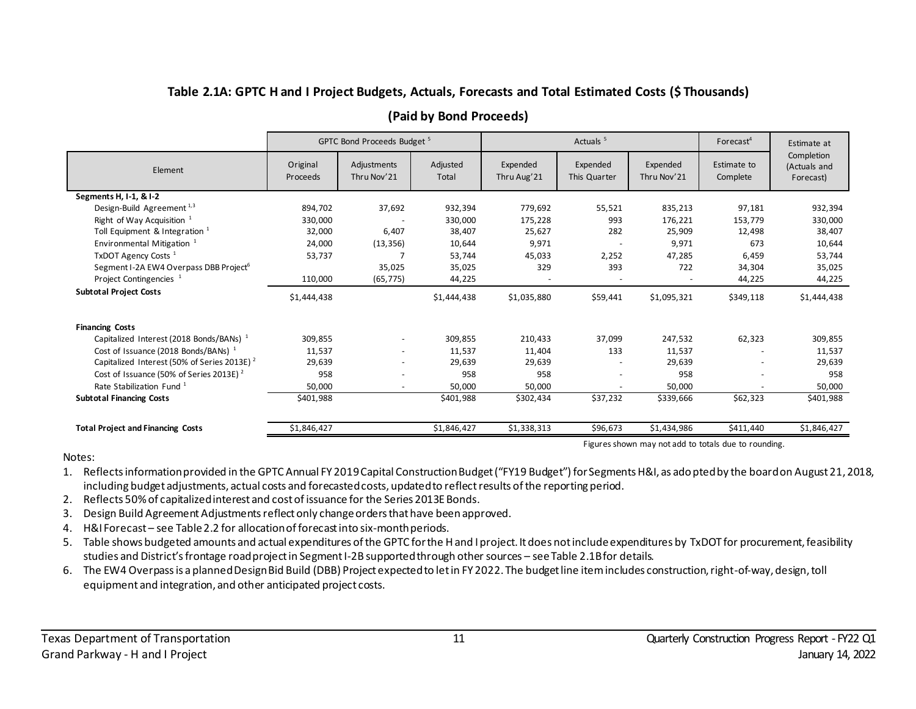### Table 2.1A: GPTC H and I Project Budgets, Actuals, Forecasts and Total Estimated Costs ($ Thousands)

### (Paid by Bond Proceeds)

| | GPTC Bond Proceeds Budget [5] | | | Actuals [5] | | | Forecast[4] | Estimate at Completion (Actuals and Forecast) |
|---|---|---|---|---|---|---|---|---|
| Element | Original Proceeds | Adjustments Thru Nov'21 | Adjusted Total | Expended Thru Aug'21 | Expended This Quarter | Expended Thru Nov'21 | Estimate to Complete | |
| **Segments H, I-1, & I-2** | | | | | | | | |
| Design-Build Agreement [1,3] | 894,702 | 37,692 | 932,394 | 779,692 | 55,521 | 835,213 | 97,181 | 932,394 |
| Right of Way Acquisition [1] | 330,000 | - | 330,000 | 175,228 | 993 | 176,221 | 153,779 | 330,000 |
| Toll Equipment & Integration [1] | 32,000 | 6,407 | 38,407 | 25,627 | 282 | 25,909 | 12,498 | 38,407 |
| Environmental Mitigation [1] | 24,000 | (13,356) | 10,644 | 9,971 | - | 9,971 | 673 | 10,644 |
| TxDOT Agency Costs [1] | 53,737 | 7 | 53,744 | 45,033 | 2,252 | 47,285 | 6,459 | 53,744 |
| Segment I-2A EW4 Overpass DBB Project[6] | | 35,025 | 35,025 | 329 | 393 | 722 | 34,304 | 35,025 |
| Project Contingencies [1] | 110,000 | (65,775) | 44,225 | - | - | - | 44,225 | 44,225 |
| **Subtotal Project Costs** | $1,444,438 | | $1,444,438 | $1,035,880 | $59,441 | $1,095,321 | $349,118 | $1,444,438 |
| **Financing Costs** | | | | | | | | |
| Capitalized Interest (2018 Bonds/BANs) [1] | 309,855 | - | 309,855 | 210,433 | 37,099 | 247,532 | 62,323 | 309,855 |
| Cost of Issuance (2018 Bonds/BANs) [1] | 11,537 | - | 11,537 | 11,404 | 133 | 11,537 | - | 11,537 |
| Capitalized Interest (50% of Series 2013E) [2] | 29,639 | - | 29,639 | 29,639 | - | 29,639 | - | 29,639 |
| Cost of Issuance (50% of Series 2013E) [2] | 958 | - | 958 | 958 | - | 958 | - | 958 |
| Rate Stabilization Fund [1] | 50,000 | - | 50,000 | 50,000 | - | 50,000 | - | 50,000 |
| **Subtotal Financing Costs** | $401,988 | | $401,988 | $302,434 | $37,232 | $339,666 | $62,323 | $401,988 |
| **Total Project and Financing Costs** | $1,846,427 | | $1,846,427 | $1,338,313 | $96,673 | $1,434,986 | $411,440 | $1,846,427 |

Figures shown may not add to totals due to rounding.

Notes:

1. Reflects information provided in the GPTC Annual FY 2019 Capital Construction Budget ("FY19 Budget") for Segments H&I, as adopted by the board on August 21, 2018, including budget adjustments, actual costs and forecasted costs, updated to reflect results of the reporting period.
2. Reflects 50% of capitalized interest and cost of issuance for the Series 2013E Bonds.
3. Design Build Agreement Adjustments reflect only change orders that have been approved.
4. H&I Forecast – see Table 2.2 for allocation of forecast into six-month periods.
5. Table shows budgeted amounts and actual expenditures of the GPTC for the H and I project. It does not include expenditures by TxDOT for procurement, feasibility studies and District's frontage road project in Segment I-2B supported through other sources – see Table 2.1B for details.
6. The EW4 Overpass is a planned Design Bid Build (DBB) Project expected to let in FY 2022. The budget line item includes construction, right-of-way, design, toll equipment and integration, and other anticipated project costs.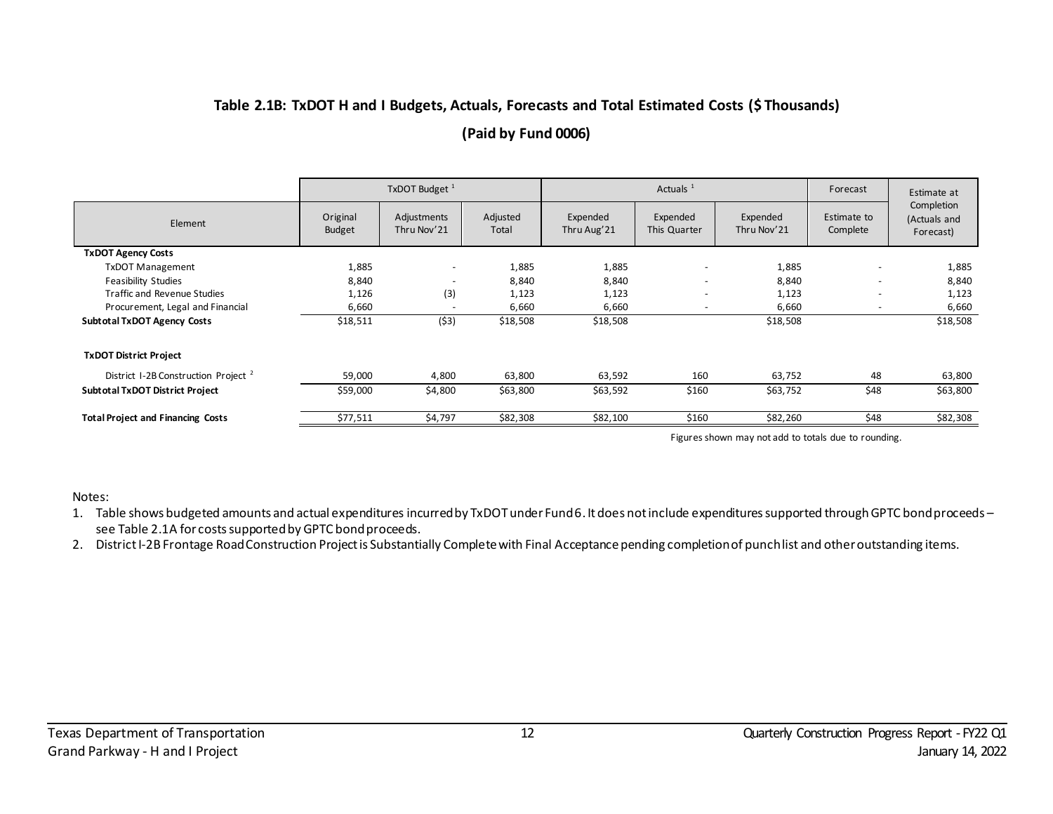### Table 2.1B: TxDOT H and I Budgets, Actuals, Forecasts and Total Estimated Costs ($ Thousands)

### (Paid by Fund 0006)

| | TxDOT Budget [1] | | | Actuals [1] | | | Forecast | Estimate at Completion (Actuals and Forecast) |
|---|---|---|---|---|---|---|---|---|
| Element | Original Budget | Adjustments Thru Nov'21 | Adjusted Total | Expended Thru Aug'21 | Expended This Quarter | Expended Thru Nov'21 | Estimate to Complete | |
| **TxDOT Agency Costs** | | | | | | | | |
| TxDOT Management | 1,885 | - | 1,885 | 1,885 | - | 1,885 | - | 1,885 |
| Feasibility Studies | 8,840 | - | 8,840 | 8,840 | - | 8,840 | - | 8,840 |
| Traffic and Revenue Studies | 1,126 | (3) | 1,123 | 1,123 | - | 1,123 | - | 1,123 |
| Procurement, Legal and Financial | 6,660 | - | 6,660 | 6,660 | - | 6,660 | - | 6,660 |
| **Subtotal TxDOT Agency Costs** | $18,511 | ($3) | $18,508 | $18,508 | | $18,508 | | $18,508 |
| **TxDOT District Project** | | | | | | | | |
| District I-2B Construction Project [2] | 59,000 | 4,800 | 63,800 | 63,592 | 160 | 63,752 | 48 | 63,800 |
| **Subtotal TxDOT District Project** | $59,000 | $4,800 | $63,800 | $63,592 | $160 | $63,752 | $48 | $63,800 |
| **Total Project and Financing Costs** | $77,511 | $4,797 | $82,308 | $82,100 | $160 | $82,260 | $48 | $82,308 |

Figures shown may not add to totals due to rounding.

Notes:

1. Table shows budgeted amounts and actual expenditures incurred by TxDOT under Fund 6. It does not include expenditures supported through GPTC bond proceeds – see Table 2.1A for costs supported by GPTC bond proceeds.
2. District I-2B Frontage Road Construction Project is Substantially Complete with Final Acceptance pending completion of punch list and other outstanding items.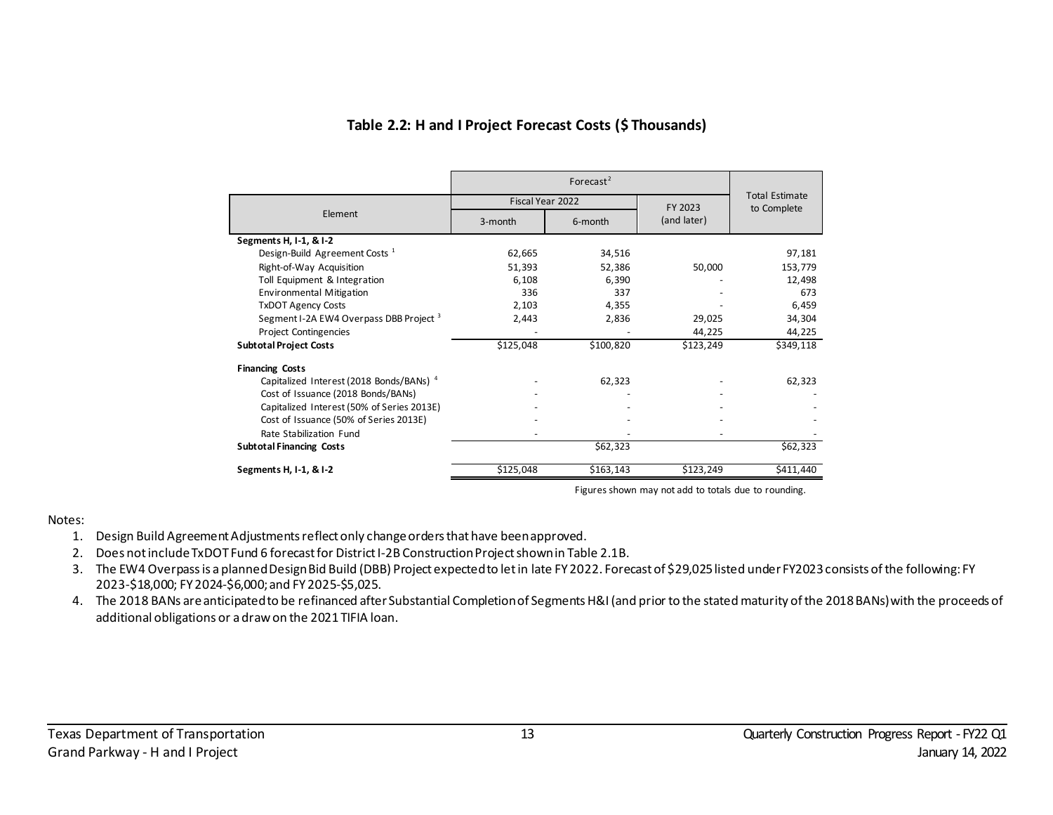## Table 2.2: H and I Project Forecast Costs ($ Thousands)

| Element | Forecast[2] | | | Total Estimate to Complete |
|---|---|---|---|---|
| | Fiscal Year 2022 | | FY 2023 (and later) | |
| | 3-month | 6-month | | |
| **Segments H, I-1, & I-2** | | | | |
| Design-Build Agreement Costs [1] | 62,665 | 34,516 | | 97,181 |
| Right-of-Way Acquisition | 51,393 | 52,386 | 50,000 | 153,779 |
| Toll Equipment & Integration | 6,108 | 6,390 | - | 12,498 |
| Environmental Mitigation | 336 | 337 | - | 673 |
| TxDOT Agency Costs | 2,103 | 4,355 | - | 6,459 |
| Segment I-2A EW4 Overpass DBB Project [3] | 2,443 | 2,836 | 29,025 | 34,304 |
| Project Contingencies | - | - | 44,225 | 44,225 |
| **Subtotal Project Costs** | $125,048 | $100,820 | $123,249 | $349,118 |
| **Financing Costs** | | | | |
| Capitalized Interest (2018 Bonds/BANs) [4] | - | 62,323 | - | 62,323 |
| Cost of Issuance (2018 Bonds/BANs) | - | - | - | - |
| Capitalized Interest (50% of Series 2013E) | - | - | - | - |
| Cost of Issuance (50% of Series 2013E) | - | - | - | - |
| Rate Stabilization Fund | - | - | - | - |
| **Subtotal Financing Costs** | | $62,323 | | $62,323 |
| **Segments H, I-1, & I-2** | $125,048 | $163,143 | $123,249 | $411,440 |

Figures shown may not add to totals due to rounding.

Notes:

1. Design Build Agreement Adjustments reflect only change orders that have been approved.
2. Does not include TxDOT Fund 6 forecast for District I-2B Construction Project shown in Table 2.1B.
3. The EW4 Overpass is a planned Design Bid Build (DBB) Project expected to let in late FY 2022. Forecast of $29,025 listed under FY2023 consists of the following: FY 2023-$18,000; FY 2024-$6,000; and FY 2025-$5,025.
4. The 2018 BANs are anticipated to be refinanced after Substantial Completion of Segments H&I (and prior to the stated maturity of the 2018 BANs) with the proceeds of additional obligations or a draw on the 2021 TIFIA loan.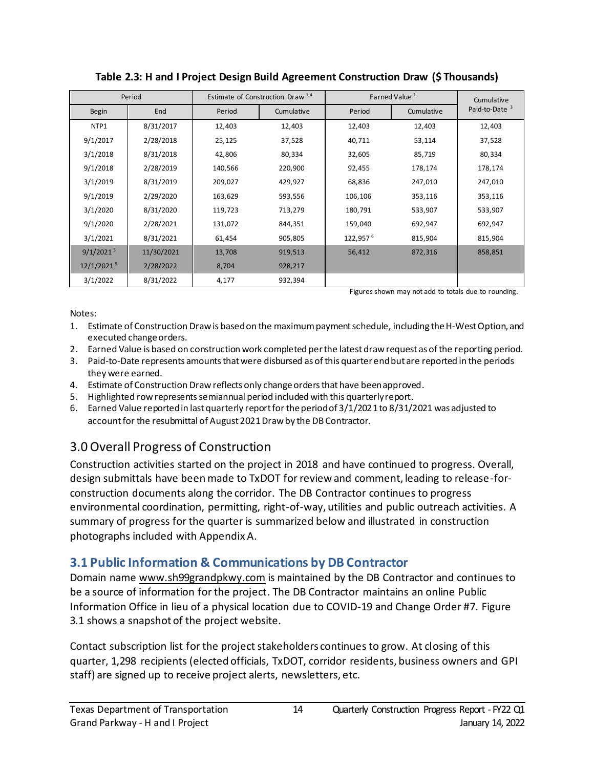**Table 2.3: H and I Project Design Build Agreement Construction Draw ($ Thousands)**

| Period | | Estimate of Construction Draw [1,4] | | Earned Value [2] | | Cumulative Paid-to-Date [3] |
|---|---|---|---|---|---|---|
| Begin | End | Period | Cumulative | Period | Cumulative | |
| NTP1 | 8/31/2017 | 12,403 | 12,403 | 12,403 | 12,403 | 12,403 |
| 9/1/2017 | 2/28/2018 | 25,125 | 37,528 | 40,711 | 53,114 | 37,528 |
| 3/1/2018 | 8/31/2018 | 42,806 | 80,334 | 32,605 | 85,719 | 80,334 |
| 9/1/2018 | 2/28/2019 | 140,566 | 220,900 | 92,455 | 178,174 | 178,174 |
| 3/1/2019 | 8/31/2019 | 209,027 | 429,927 | 68,836 | 247,010 | 247,010 |
| 9/1/2019 | 2/29/2020 | 163,629 | 593,556 | 106,106 | 353,116 | 353,116 |
| 3/1/2020 | 8/31/2020 | 119,723 | 713,279 | 180,791 | 533,907 | 533,907 |
| 9/1/2020 | 2/28/2021 | 131,072 | 844,351 | 159,040 | 692,947 | 692,947 |
| 3/1/2021 | 8/31/2021 | 61,454 | 905,805 | 122,957 [6] | 815,904 | 815,904 |
| 9/1/2021 [5] | 11/30/2021 | 13,708 | 919,513 | 56,412 | 872,316 | 858,851 |
| 12/1/2021 [5] | 2/28/2022 | 8,704 | 928,217 | | | |
| 3/1/2022 | 8/31/2022 | 4,177 | 932,394 | | | |

Figures shown may not add to totals due to rounding.

Notes:

1. Estimate of Construction Draw is based on the maximum payment schedule, including the H-West Option, and executed change orders.
2. Earned Value is based on construction work completed per the latest draw request as of the reporting period.
3. Paid-to-Date represents amounts that were disbursed as of this quarter end but are reported in the periods they were earned.
4. Estimate of Construction Draw reflects only change orders that have been approved.
5. Highlighted row represents semiannual period included with this quarterly report.
6. Earned Value reported in last quarterly report for the period of 3/1/2021 to 8/31/2021 was adjusted to account for the resubmittal of August 2021 Draw by the DB Contractor.

## 3.0 Overall Progress of Construction

Construction activities started on the project in 2018 and have continued to progress. Overall, design submittals have been made to TxDOT for review and comment, leading to release-for-construction documents along the corridor. The DB Contractor continues to progress environmental coordination, permitting, right-of-way, utilities and public outreach activities. A summary of progress for the quarter is summarized below and illustrated in construction photographs included with Appendix A.

### 3.1 Public Information & Communications by DB Contractor

Domain name www.sh99grandpkwy.com is maintained by the DB Contractor and continues to be a source of information for the project. The DB Contractor maintains an online Public Information Office in lieu of a physical location due to COVID-19 and Change Order #7. Figure 3.1 shows a snapshot of the project website.

Contact subscription list for the project stakeholders continues to grow. At closing of this quarter, 1,298 recipients (elected officials, TxDOT, corridor residents, business owners and GPI staff) are signed up to receive project alerts, newsletters, etc.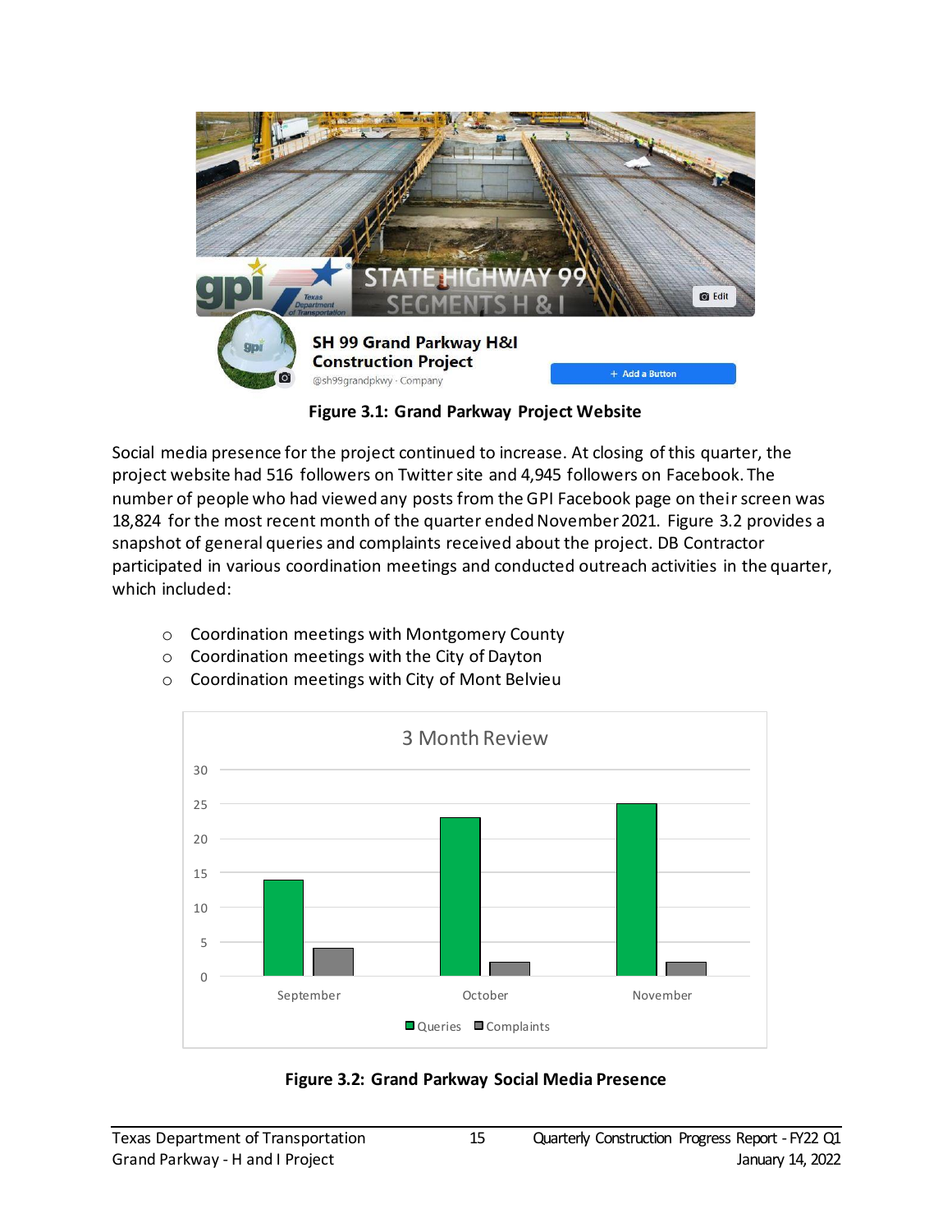Figure 3.1: Grand Parkway Project Website

Social media presence for the project continued to increase. At closing of this quarter, the project website had 516 followers on Twitter site and 4,945 followers on Facebook. The number of people who had viewed any posts from the GPI Facebook page on their screen was 18,824 for the most recent month of the quarter ended November 2021. Figure 3.2 provides a snapshot of general queries and complaints received about the project. DB Contractor participated in various coordination meetings and conducted outreach activities in the quarter, which included:

- Coordination meetings with Montgomery County
- Coordination meetings with the City of Dayton
- Coordination meetings with City of Mont Belvieu

Figure 3.2: Grand Parkway Social Media Presence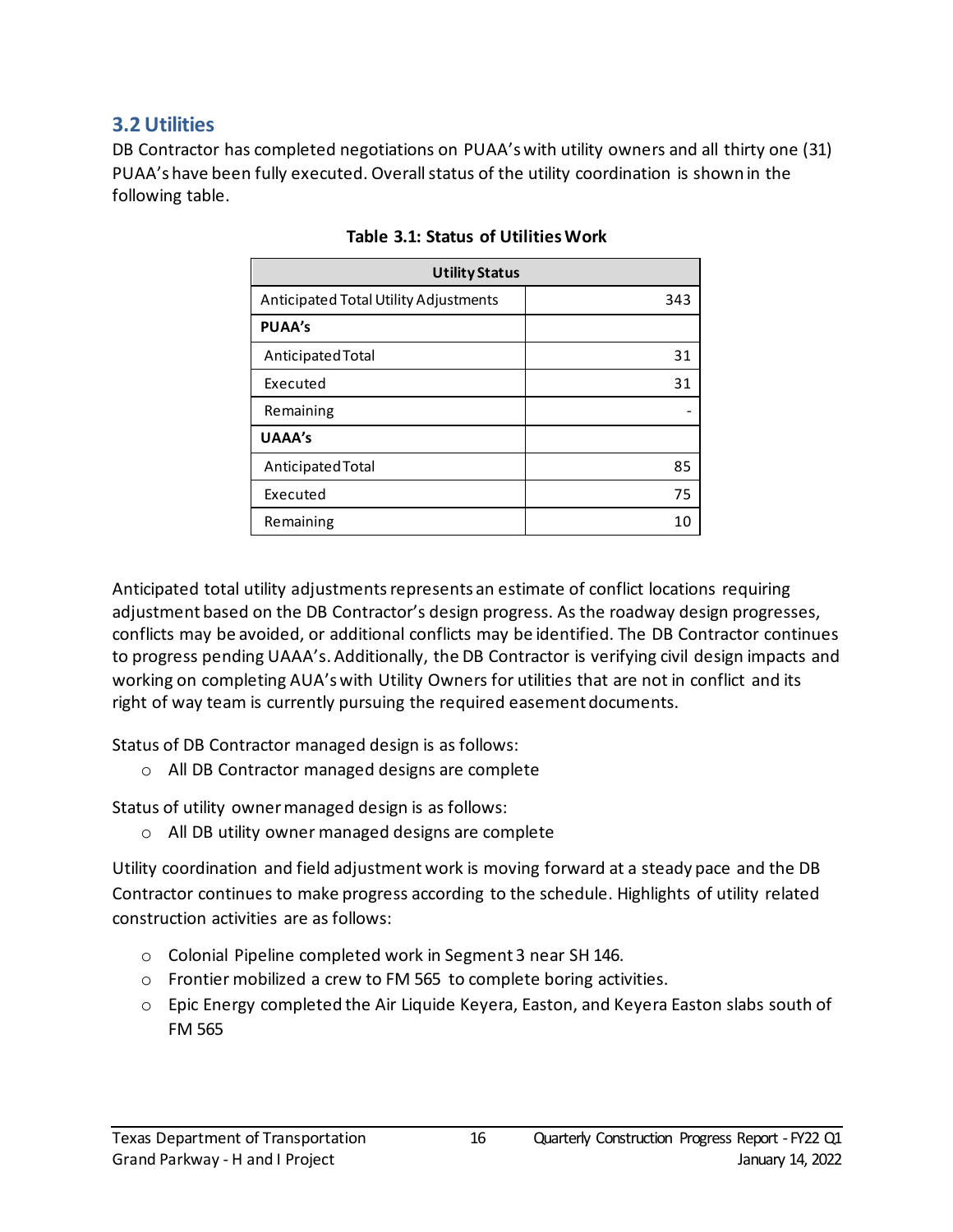## 3.2 Utilities

DB Contractor has completed negotiations on PUAA's with utility owners and all thirty one (31) PUAA's have been fully executed. Overall status of the utility coordination is shown in the following table.

**Table 3.1: Status of Utilities Work**

| Utility Status | |
|---|---|
| Anticipated Total Utility Adjustments | 343 |
| **PUAA's** | |
| Anticipated Total | 31 |
| Executed | 31 |
| Remaining | - |
| **UAAA's** | |
| Anticipated Total | 85 |
| Executed | 75 |
| Remaining | 10 |

Anticipated total utility adjustments represents an estimate of conflict locations requiring adjustment based on the DB Contractor's design progress. As the roadway design progresses, conflicts may be avoided, or additional conflicts may be identified. The DB Contractor continues to progress pending UAAA's. Additionally, the DB Contractor is verifying civil design impacts and working on completing AUA's with Utility Owners for utilities that are not in conflict and its right of way team is currently pursuing the required easement documents.

Status of DB Contractor managed design is as follows:

- All DB Contractor managed designs are complete

Status of utility owner managed design is as follows:

- All DB utility owner managed designs are complete

Utility coordination and field adjustment work is moving forward at a steady pace and the DB Contractor continues to make progress according to the schedule. Highlights of utility related construction activities are as follows:

- Colonial Pipeline completed work in Segment 3 near SH 146.
- Frontier mobilized a crew to FM 565 to complete boring activities.
- Epic Energy completed the Air Liquide Keyera, Easton, and Keyera Easton slabs south of FM 565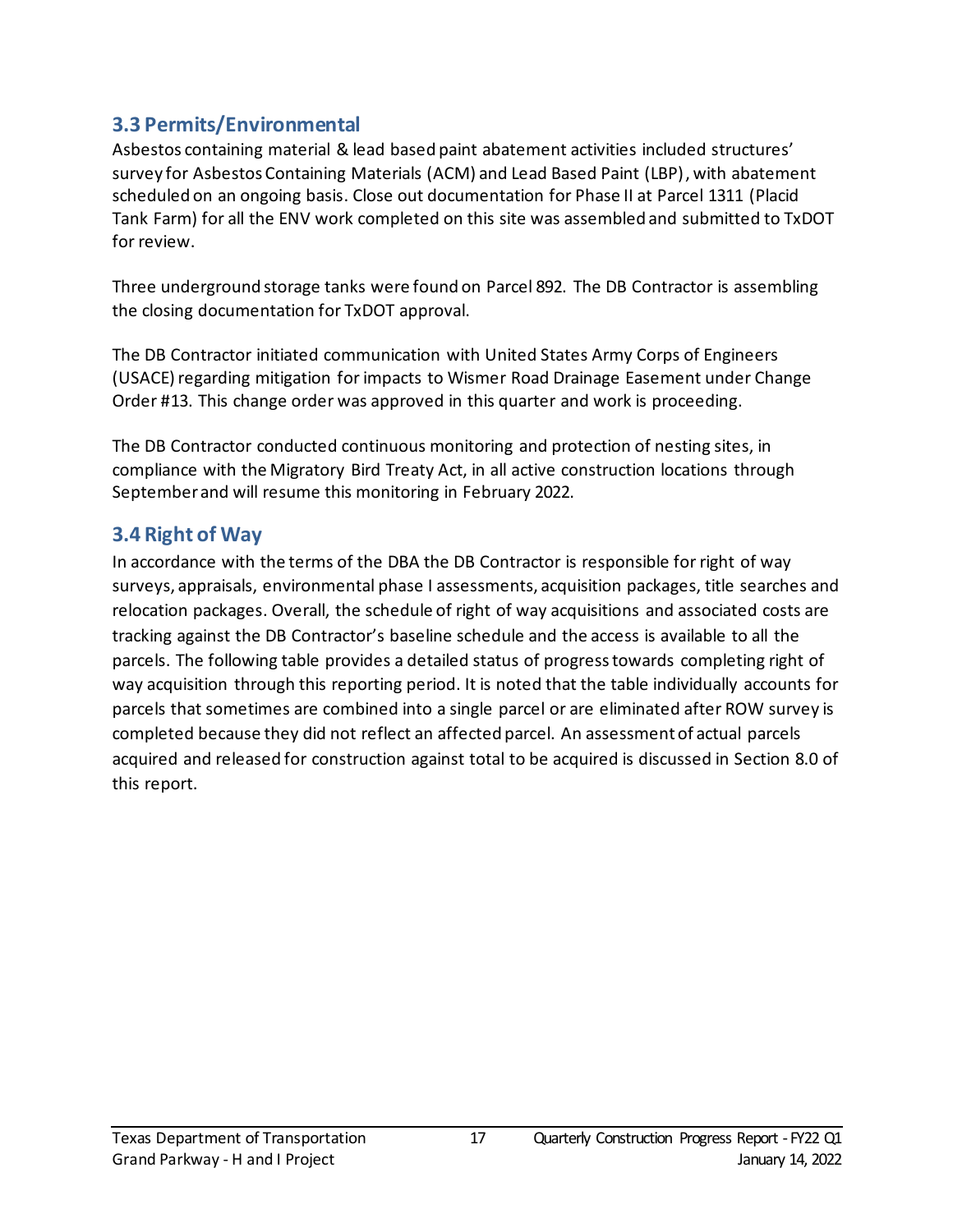## 3.3 Permits/Environmental

Asbestos containing material & lead based paint abatement activities included structures' survey for Asbestos Containing Materials (ACM) and Lead Based Paint (LBP), with abatement scheduled on an ongoing basis. Close out documentation for Phase II at Parcel 1311 (Placid Tank Farm) for all the ENV work completed on this site was assembled and submitted to TxDOT for review.

Three underground storage tanks were found on Parcel 892. The DB Contractor is assembling the closing documentation for TxDOT approval.

The DB Contractor initiated communication with United States Army Corps of Engineers (USACE) regarding mitigation for impacts to Wismer Road Drainage Easement under Change Order #13. This change order was approved in this quarter and work is proceeding.

The DB Contractor conducted continuous monitoring and protection of nesting sites, in compliance with the Migratory Bird Treaty Act, in all active construction locations through September and will resume this monitoring in February 2022.

## 3.4 Right of Way

In accordance with the terms of the DBA the DB Contractor is responsible for right of way surveys, appraisals, environmental phase I assessments, acquisition packages, title searches and relocation packages. Overall, the schedule of right of way acquisitions and associated costs are tracking against the DB Contractor's baseline schedule and the access is available to all the parcels. The following table provides a detailed status of progress towards completing right of way acquisition through this reporting period. It is noted that the table individually accounts for parcels that sometimes are combined into a single parcel or are eliminated after ROW survey is completed because they did not reflect an affected parcel. An assessment of actual parcels acquired and released for construction against total to be acquired is discussed in Section 8.0 of this report.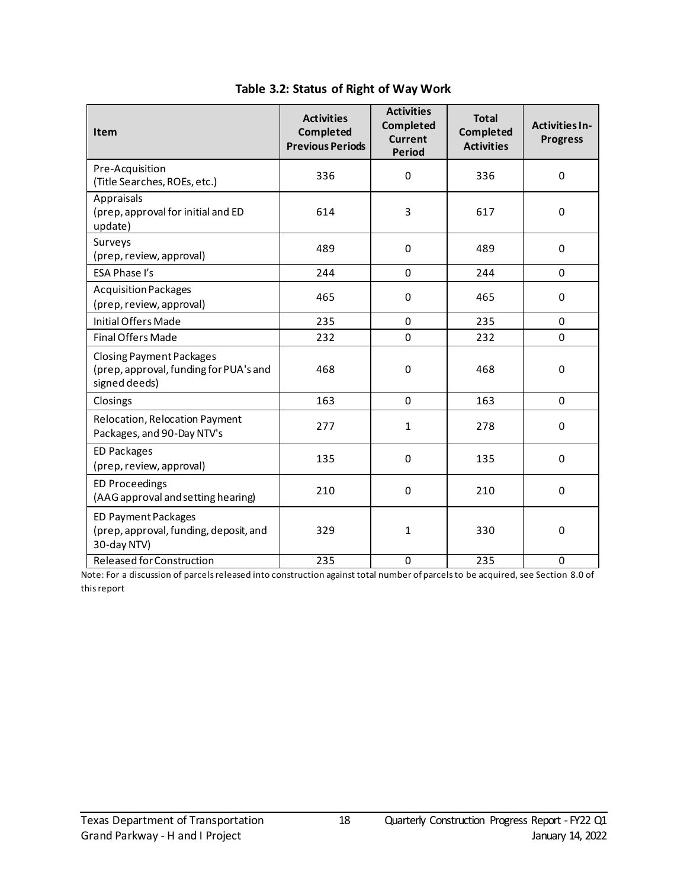**Table 3.2: Status of Right of Way Work**

| Item | Activities Completed Previous Periods | Activities Completed Current Period | Total Completed Activities | Activities In-Progress |
|---|---|---|---|---|
| Pre-Acquisition (Title Searches, ROEs, etc.) | 336 | 0 | 336 | 0 |
| Appraisals (prep, approval for initial and ED update) | 614 | 3 | 617 | 0 |
| Surveys (prep, review, approval) | 489 | 0 | 489 | 0 |
| ESA Phase I's | 244 | 0 | 244 | 0 |
| Acquisition Packages (prep, review, approval) | 465 | 0 | 465 | 0 |
| Initial Offers Made | 235 | 0 | 235 | 0 |
| Final Offers Made | 232 | 0 | 232 | 0 |
| Closing Payment Packages (prep, approval, funding for PUA's and signed deeds) | 468 | 0 | 468 | 0 |
| Closings | 163 | 0 | 163 | 0 |
| Relocation, Relocation Payment Packages, and 90-Day NTV's | 277 | 1 | 278 | 0 |
| ED Packages (prep, review, approval) | 135 | 0 | 135 | 0 |
| ED Proceedings (AAG approval and setting hearing) | 210 | 0 | 210 | 0 |
| ED Payment Packages (prep, approval, funding, deposit, and 30-day NTV) | 329 | 1 | 330 | 0 |
| Released for Construction | 235 | 0 | 235 | 0 |

Note: For a discussion of parcels released into construction against total number of parcels to be acquired, see Section 8.0 of this report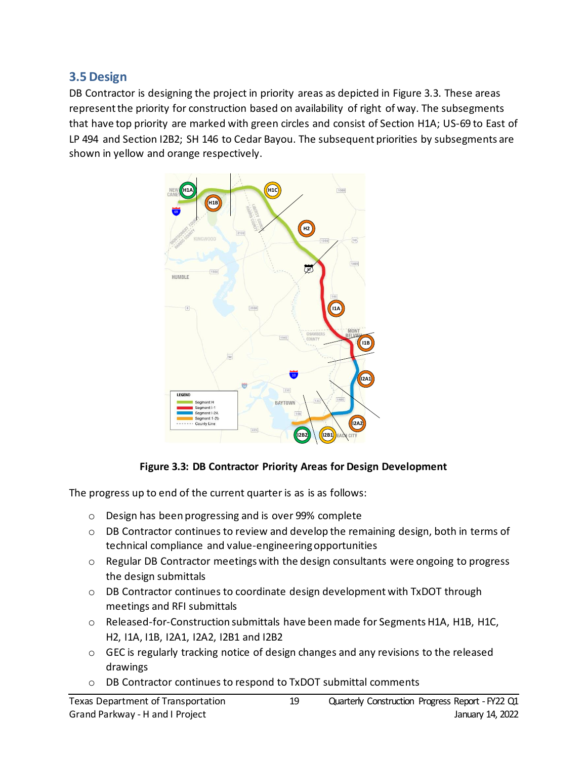## 3.5 Design

DB Contractor is designing the project in priority areas as depicted in Figure 3.3. These areas represent the priority for construction based on availability of right of way. The subsegments that have top priority are marked with green circles and consist of Section H1A; US-69 to East of LP 494 and Section I2B2; SH 146 to Cedar Bayou. The subsequent priorities by subsegments are shown in yellow and orange respectively.

**Figure 3.3: DB Contractor Priority Areas for Design Development**

The progress up to end of the current quarter is as is as follows:

- Design has been progressing and is over 99% complete
- DB Contractor continues to review and develop the remaining design, both in terms of technical compliance and value-engineering opportunities
- Regular DB Contractor meetings with the design consultants were ongoing to progress the design submittals
- DB Contractor continues to coordinate design development with TxDOT through meetings and RFI submittals
- Released-for-Construction submittals have been made for Segments H1A, H1B, H1C, H2, I1A, I1B, I2A1, I2A2, I2B1 and I2B2
- GEC is regularly tracking notice of design changes and any revisions to the released drawings
- DB Contractor continues to respond to TxDOT submittal comments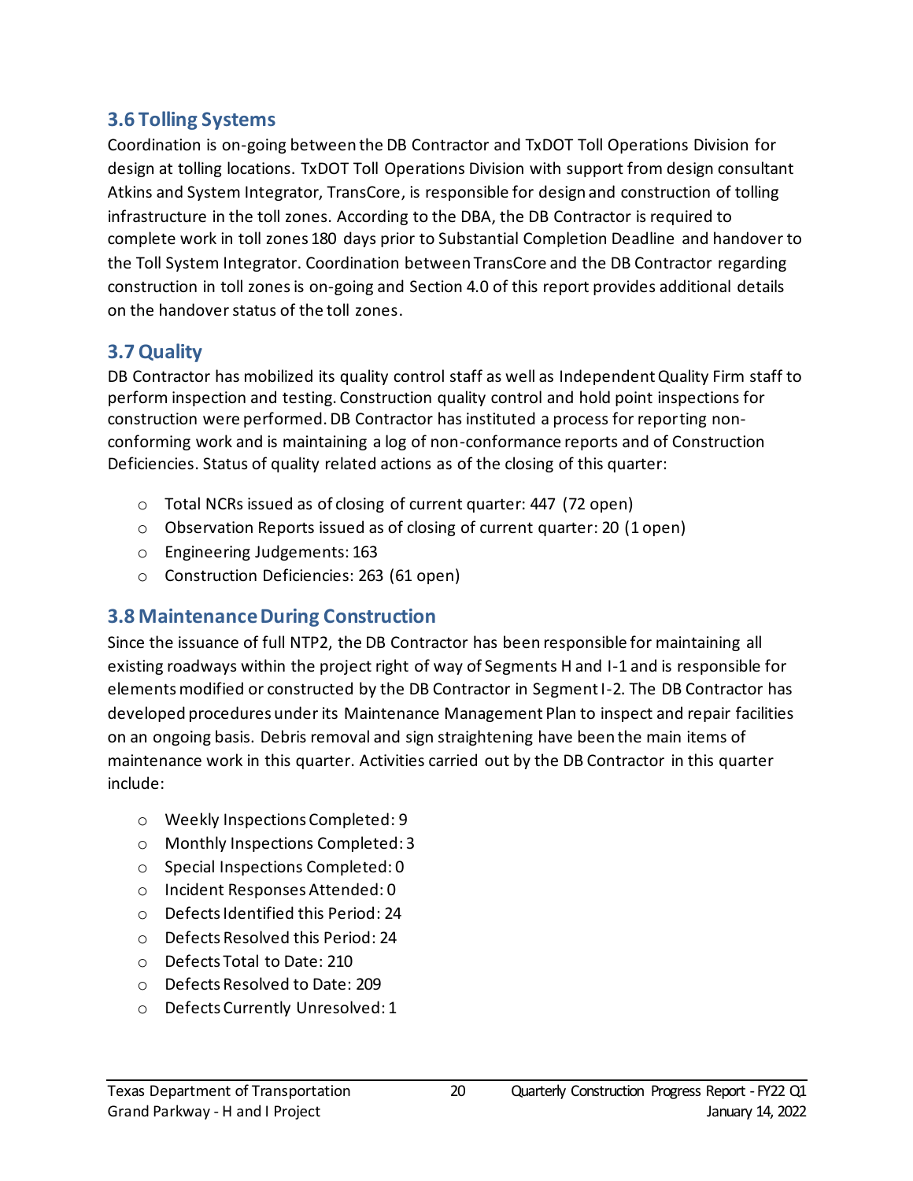## 3.6 Tolling Systems

Coordination is on-going between the DB Contractor and TxDOT Toll Operations Division for design at tolling locations. TxDOT Toll Operations Division with support from design consultant Atkins and System Integrator, TransCore, is responsible for design and construction of tolling infrastructure in the toll zones. According to the DBA, the DB Contractor is required to complete work in toll zones 180 days prior to Substantial Completion Deadline and handover to the Toll System Integrator. Coordination between TransCore and the DB Contractor regarding construction in toll zones is on-going and Section 4.0 of this report provides additional details on the handover status of the toll zones.

## 3.7 Quality

DB Contractor has mobilized its quality control staff as well as Independent Quality Firm staff to perform inspection and testing. Construction quality control and hold point inspections for construction were performed. DB Contractor has instituted a process for reporting non-conforming work and is maintaining a log of non-conformance reports and of Construction Deficiencies. Status of quality related actions as of the closing of this quarter:

- Total NCRs issued as of closing of current quarter: 447 (72 open)
- Observation Reports issued as of closing of current quarter: 20 (1 open)
- Engineering Judgements: 163
- Construction Deficiencies: 263 (61 open)

## 3.8 Maintenance During Construction

Since the issuance of full NTP2, the DB Contractor has been responsible for maintaining all existing roadways within the project right of way of Segments H and I-1 and is responsible for elements modified or constructed by the DB Contractor in Segment I-2. The DB Contractor has developed procedures under its Maintenance Management Plan to inspect and repair facilities on an ongoing basis. Debris removal and sign straightening have been the main items of maintenance work in this quarter. Activities carried out by the DB Contractor in this quarter include:

- Weekly Inspections Completed: 9
- Monthly Inspections Completed: 3
- Special Inspections Completed: 0
- Incident Responses Attended: 0
- Defects Identified this Period: 24
- Defects Resolved this Period: 24
- Defects Total to Date: 210
- Defects Resolved to Date: 209
- Defects Currently Unresolved: 1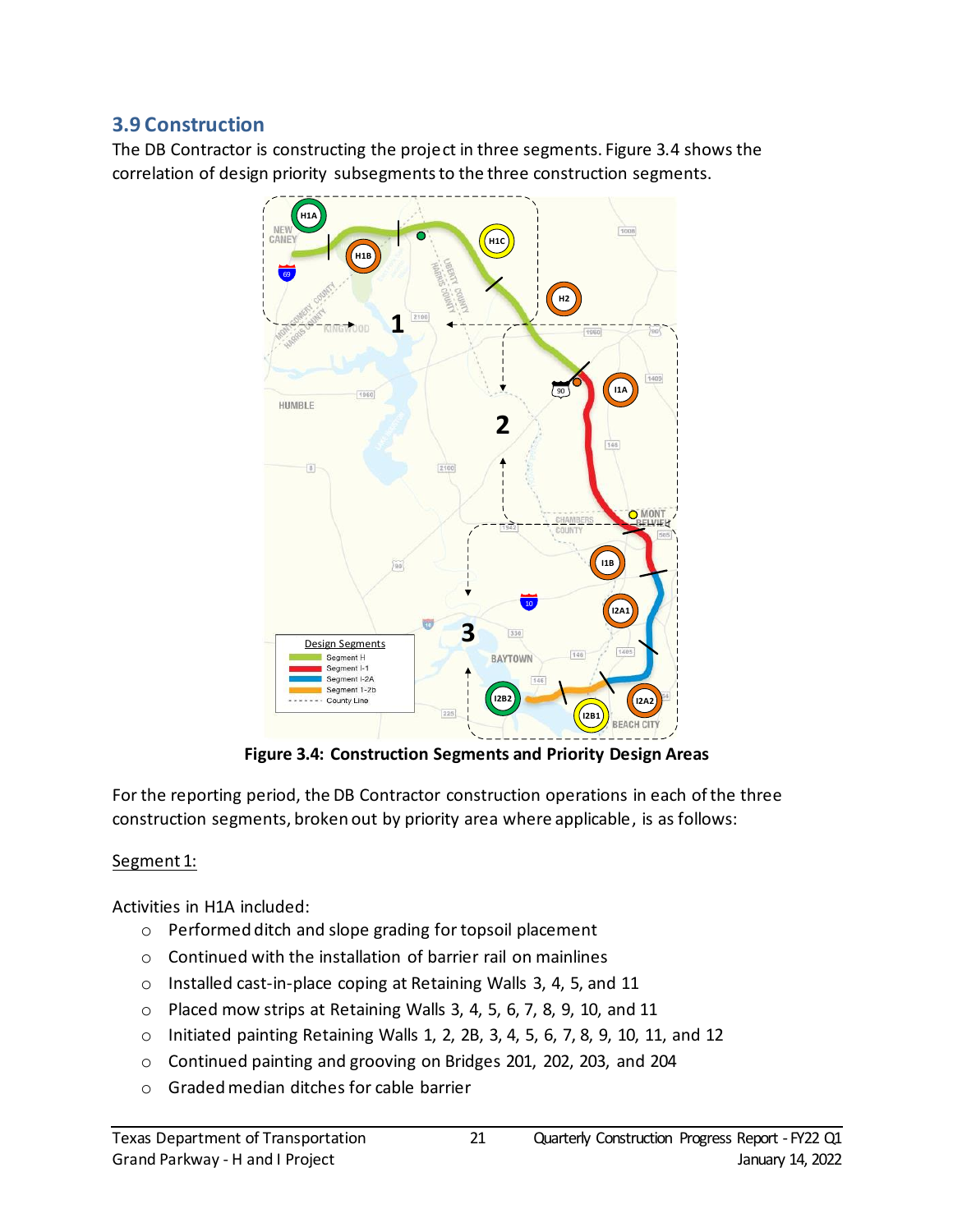## 3.9 Construction

The DB Contractor is constructing the project in three segments. Figure 3.4 shows the correlation of design priority subsegments to the three construction segments.

**Figure 3.4: Construction Segments and Priority Design Areas**

For the reporting period, the DB Contractor construction operations in each of the three construction segments, broken out by priority area where applicable, is as follows:

<u>Segment 1:</u>

Activities in H1A included:

- Performed ditch and slope grading for topsoil placement
- Continued with the installation of barrier rail on mainlines
- Installed cast-in-place coping at Retaining Walls 3, 4, 5, and 11
- Placed mow strips at Retaining Walls 3, 4, 5, 6, 7, 8, 9, 10, and 11
- Initiated painting Retaining Walls 1, 2, 2B, 3, 4, 5, 6, 7, 8, 9, 10, 11, and 12
- Continued painting and grooving on Bridges 201, 202, 203, and 204
- Graded median ditches for cable barrier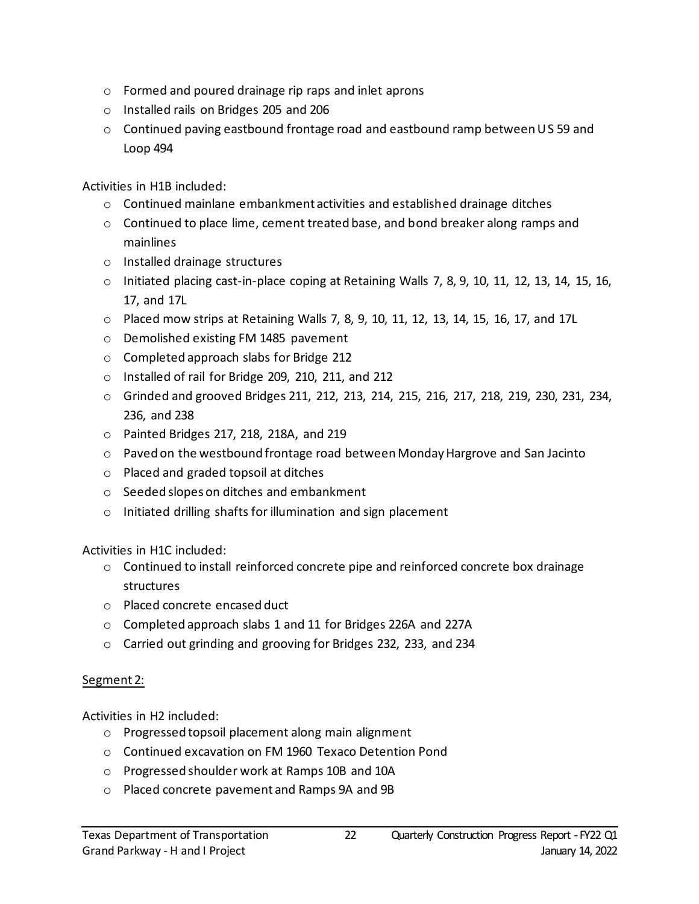- Formed and poured drainage rip raps and inlet aprons
- Installed rails on Bridges 205 and 206
- Continued paving eastbound frontage road and eastbound ramp between US 59 and Loop 494

Activities in H1B included:

- Continued mainlane embankment activities and established drainage ditches
- Continued to place lime, cement treated base, and bond breaker along ramps and mainlines
- Installed drainage structures
- Initiated placing cast-in-place coping at Retaining Walls 7, 8, 9, 10, 11, 12, 13, 14, 15, 16, 17, and 17L
- Placed mow strips at Retaining Walls 7, 8, 9, 10, 11, 12, 13, 14, 15, 16, 17, and 17L
- Demolished existing FM 1485 pavement
- Completed approach slabs for Bridge 212
- Installed of rail for Bridge 209, 210, 211, and 212
- Grinded and grooved Bridges 211, 212, 213, 214, 215, 216, 217, 218, 219, 230, 231, 234, 236, and 238
- Painted Bridges 217, 218, 218A, and 219
- Paved on the westbound frontage road between Monday Hargrove and San Jacinto
- Placed and graded topsoil at ditches
- Seeded slopes on ditches and embankment
- Initiated drilling shafts for illumination and sign placement

Activities in H1C included:

- Continued to install reinforced concrete pipe and reinforced concrete box drainage structures
- Placed concrete encased duct
- Completed approach slabs 1 and 11 for Bridges 226A and 227A
- Carried out grinding and grooving for Bridges 232, 233, and 234

<u>Segment 2:</u>

Activities in H2 included:

- Progressed topsoil placement along main alignment
- Continued excavation on FM 1960 Texaco Detention Pond
- Progressed shoulder work at Ramps 10B and 10A
- Placed concrete pavement and Ramps 9A and 9B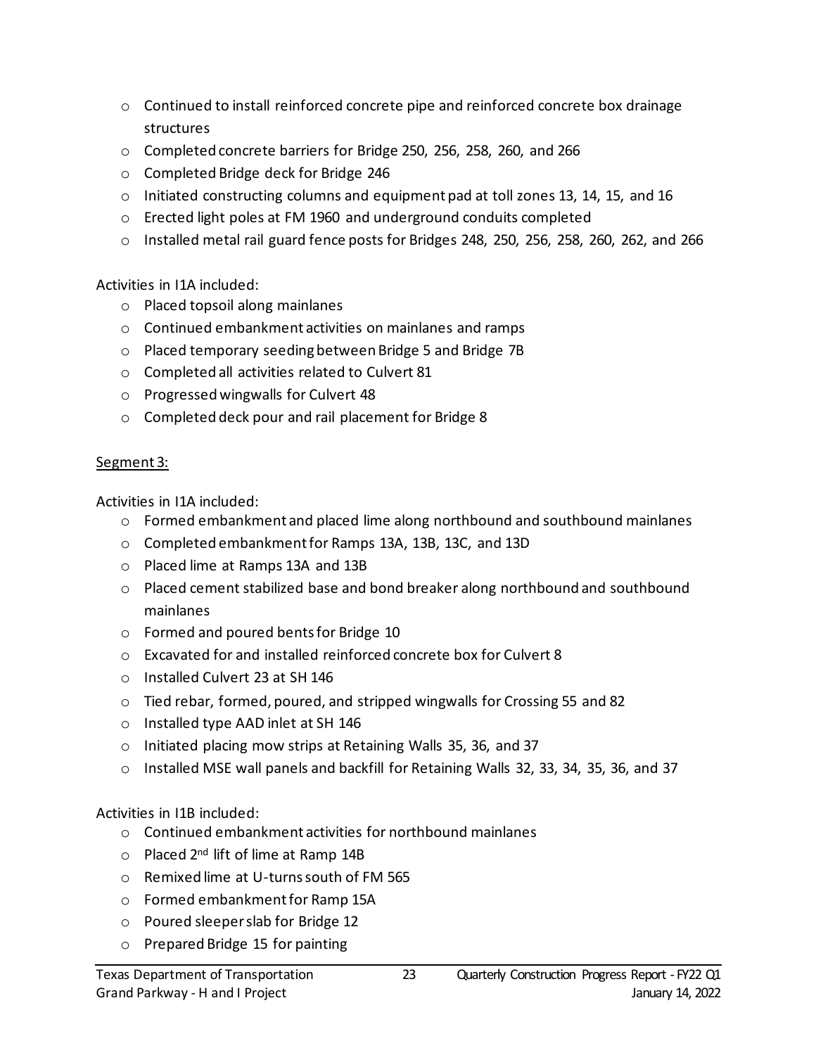- Continued to install reinforced concrete pipe and reinforced concrete box drainage structures
- Completed concrete barriers for Bridge 250, 256, 258, 260, and 266
- Completed Bridge deck for Bridge 246
- Initiated constructing columns and equipment pad at toll zones 13, 14, 15, and 16
- Erected light poles at FM 1960 and underground conduits completed
- Installed metal rail guard fence posts for Bridges 248, 250, 256, 258, 260, 262, and 266

Activities in I1A included:

- Placed topsoil along mainlanes
- Continued embankment activities on mainlanes and ramps
- Placed temporary seeding between Bridge 5 and Bridge 7B
- Completed all activities related to Culvert 81
- Progressed wingwalls for Culvert 48
- Completed deck pour and rail placement for Bridge 8

<u>Segment 3:</u>

Activities in I1A included:

- Formed embankment and placed lime along northbound and southbound mainlanes
- Completed embankment for Ramps 13A, 13B, 13C, and 13D
- Placed lime at Ramps 13A and 13B
- Placed cement stabilized base and bond breaker along northbound and southbound mainlanes
- Formed and poured bents for Bridge 10
- Excavated for and installed reinforced concrete box for Culvert 8
- Installed Culvert 23 at SH 146
- Tied rebar, formed, poured, and stripped wingwalls for Crossing 55 and 82
- Installed type AAD inlet at SH 146
- Initiated placing mow strips at Retaining Walls 35, 36, and 37
- Installed MSE wall panels and backfill for Retaining Walls 32, 33, 34, 35, 36, and 37

Activities in I1B included:

- Continued embankment activities for northbound mainlanes
- Placed 2nd lift of lime at Ramp 14B
- Remixed lime at U-turns south of FM 565
- Formed embankment for Ramp 15A
- Poured sleeper slab for Bridge 12
- Prepared Bridge 15 for painting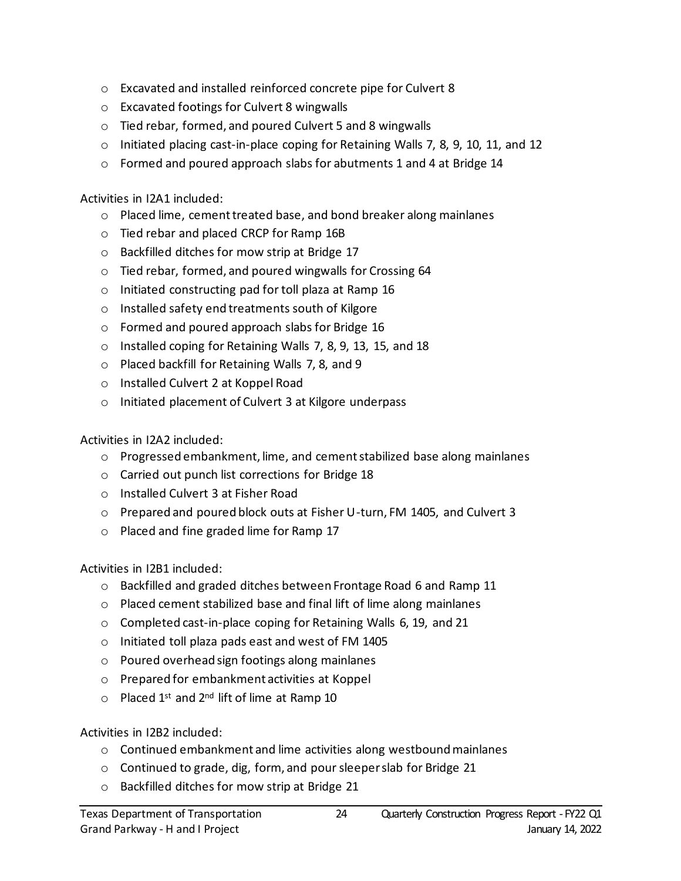- Excavated and installed reinforced concrete pipe for Culvert 8
- Excavated footings for Culvert 8 wingwalls
- Tied rebar, formed, and poured Culvert 5 and 8 wingwalls
- Initiated placing cast-in-place coping for Retaining Walls 7, 8, 9, 10, 11, and 12
- Formed and poured approach slabs for abutments 1 and 4 at Bridge 14

Activities in I2A1 included:

- Placed lime, cement treated base, and bond breaker along mainlanes
- Tied rebar and placed CRCP for Ramp 16B
- Backfilled ditches for mow strip at Bridge 17
- Tied rebar, formed, and poured wingwalls for Crossing 64
- Initiated constructing pad for toll plaza at Ramp 16
- Installed safety end treatments south of Kilgore
- Formed and poured approach slabs for Bridge 16
- Installed coping for Retaining Walls 7, 8, 9, 13, 15, and 18
- Placed backfill for Retaining Walls 7, 8, and 9
- Installed Culvert 2 at Koppel Road
- Initiated placement of Culvert 3 at Kilgore underpass

Activities in I2A2 included:

- Progressed embankment, lime, and cement stabilized base along mainlanes
- Carried out punch list corrections for Bridge 18
- Installed Culvert 3 at Fisher Road
- Prepared and poured block outs at Fisher U-turn, FM 1405, and Culvert 3
- Placed and fine graded lime for Ramp 17

Activities in I2B1 included:

- Backfilled and graded ditches between Frontage Road 6 and Ramp 11
- Placed cement stabilized base and final lift of lime along mainlanes
- Completed cast-in-place coping for Retaining Walls 6, 19, and 21
- Initiated toll plaza pads east and west of FM 1405
- Poured overhead sign footings along mainlanes
- Prepared for embankment activities at Koppel
- Placed 1st and 2nd lift of lime at Ramp 10

Activities in I2B2 included:

- Continued embankment and lime activities along westbound mainlanes
- Continued to grade, dig, form, and pour sleeper slab for Bridge 21
- Backfilled ditches for mow strip at Bridge 21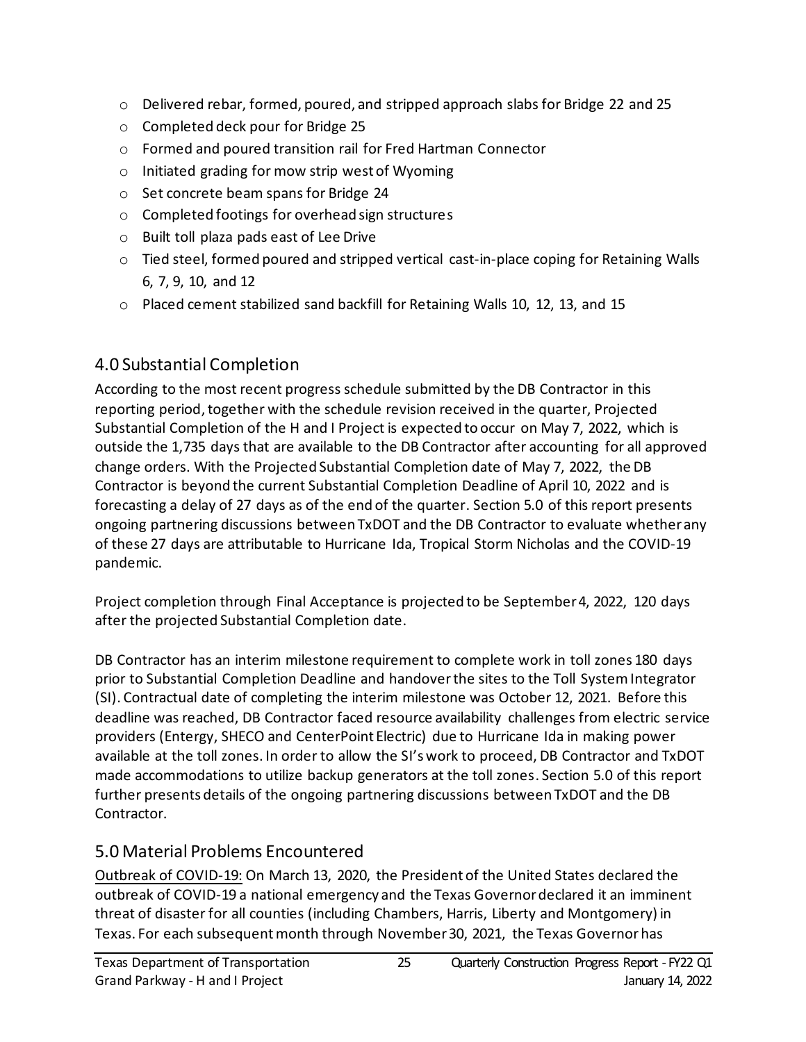- Delivered rebar, formed, poured, and stripped approach slabs for Bridge 22 and 25
- Completed deck pour for Bridge 25
- Formed and poured transition rail for Fred Hartman Connector
- Initiated grading for mow strip west of Wyoming
- Set concrete beam spans for Bridge 24
- Completed footings for overhead sign structures
- Built toll plaza pads east of Lee Drive
- Tied steel, formed poured and stripped vertical cast-in-place coping for Retaining Walls 6, 7, 9, 10, and 12
- Placed cement stabilized sand backfill for Retaining Walls 10, 12, 13, and 15

## 4.0 Substantial Completion

According to the most recent progress schedule submitted by the DB Contractor in this reporting period, together with the schedule revision received in the quarter, Projected Substantial Completion of the H and I Project is expected to occur on May 7, 2022, which is outside the 1,735 days that are available to the DB Contractor after accounting for all approved change orders. With the Projected Substantial Completion date of May 7, 2022, the DB Contractor is beyond the current Substantial Completion Deadline of April 10, 2022 and is forecasting a delay of 27 days as of the end of the quarter. Section 5.0 of this report presents ongoing partnering discussions between TxDOT and the DB Contractor to evaluate whether any of these 27 days are attributable to Hurricane Ida, Tropical Storm Nicholas and the COVID-19 pandemic.

Project completion through Final Acceptance is projected to be September 4, 2022, 120 days after the projected Substantial Completion date.

DB Contractor has an interim milestone requirement to complete work in toll zones 180 days prior to Substantial Completion Deadline and handover the sites to the Toll System Integrator (SI). Contractual date of completing the interim milestone was October 12, 2021. Before this deadline was reached, DB Contractor faced resource availability challenges from electric service providers (Entergy, SHECO and CenterPoint Electric) due to Hurricane Ida in making power available at the toll zones. In order to allow the SI's work to proceed, DB Contractor and TxDOT made accommodations to utilize backup generators at the toll zones. Section 5.0 of this report further presents details of the ongoing partnering discussions between TxDOT and the DB Contractor.

## 5.0 Material Problems Encountered

Outbreak of COVID-19: On March 13, 2020, the President of the United States declared the outbreak of COVID-19 a national emergency and the Texas Governor declared it an imminent threat of disaster for all counties (including Chambers, Harris, Liberty and Montgomery) in Texas. For each subsequent month through November 30, 2021, the Texas Governor has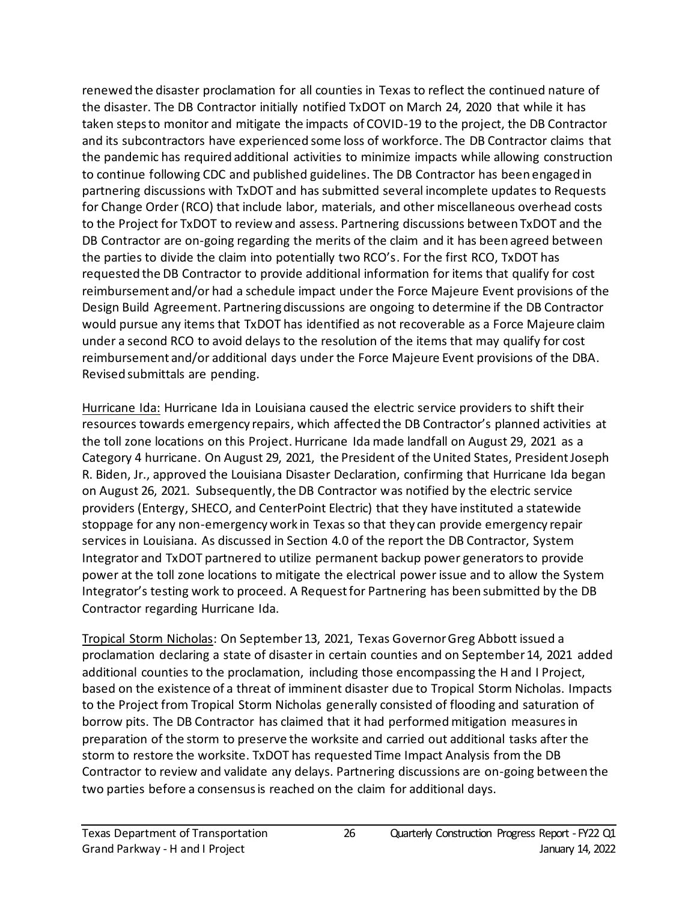renewed the disaster proclamation for all counties in Texas to reflect the continued nature of the disaster. The DB Contractor initially notified TxDOT on March 24, 2020 that while it has taken steps to monitor and mitigate the impacts of COVID-19 to the project, the DB Contractor and its subcontractors have experienced some loss of workforce. The DB Contractor claims that the pandemic has required additional activities to minimize impacts while allowing construction to continue following CDC and published guidelines. The DB Contractor has been engaged in partnering discussions with TxDOT and has submitted several incomplete updates to Requests for Change Order (RCO) that include labor, materials, and other miscellaneous overhead costs to the Project for TxDOT to review and assess. Partnering discussions between TxDOT and the DB Contractor are on-going regarding the merits of the claim and it has been agreed between the parties to divide the claim into potentially two RCO's. For the first RCO, TxDOT has requested the DB Contractor to provide additional information for items that qualify for cost reimbursement and/or had a schedule impact under the Force Majeure Event provisions of the Design Build Agreement. Partnering discussions are ongoing to determine if the DB Contractor would pursue any items that TxDOT has identified as not recoverable as a Force Majeure claim under a second RCO to avoid delays to the resolution of the items that may qualify for cost reimbursement and/or additional days under the Force Majeure Event provisions of the DBA. Revised submittals are pending.

Hurricane Ida: Hurricane Ida in Louisiana caused the electric service providers to shift their resources towards emergency repairs, which affected the DB Contractor's planned activities at the toll zone locations on this Project. Hurricane Ida made landfall on August 29, 2021 as a Category 4 hurricane. On August 29, 2021, the President of the United States, President Joseph R. Biden, Jr., approved the Louisiana Disaster Declaration, confirming that Hurricane Ida began on August 26, 2021. Subsequently, the DB Contractor was notified by the electric service providers (Entergy, SHECO, and CenterPoint Electric) that they have instituted a statewide stoppage for any non-emergency work in Texas so that they can provide emergency repair services in Louisiana. As discussed in Section 4.0 of the report the DB Contractor, System Integrator and TxDOT partnered to utilize permanent backup power generators to provide power at the toll zone locations to mitigate the electrical power issue and to allow the System Integrator's testing work to proceed. A Request for Partnering has been submitted by the DB Contractor regarding Hurricane Ida.

Tropical Storm Nicholas: On September 13, 2021, Texas Governor Greg Abbott issued a proclamation declaring a state of disaster in certain counties and on September 14, 2021 added additional counties to the proclamation, including those encompassing the H and I Project, based on the existence of a threat of imminent disaster due to Tropical Storm Nicholas. Impacts to the Project from Tropical Storm Nicholas generally consisted of flooding and saturation of borrow pits. The DB Contractor has claimed that it had performed mitigation measures in preparation of the storm to preserve the worksite and carried out additional tasks after the storm to restore the worksite. TxDOT has requested Time Impact Analysis from the DB Contractor to review and validate any delays. Partnering discussions are on-going between the two parties before a consensus is reached on the claim for additional days.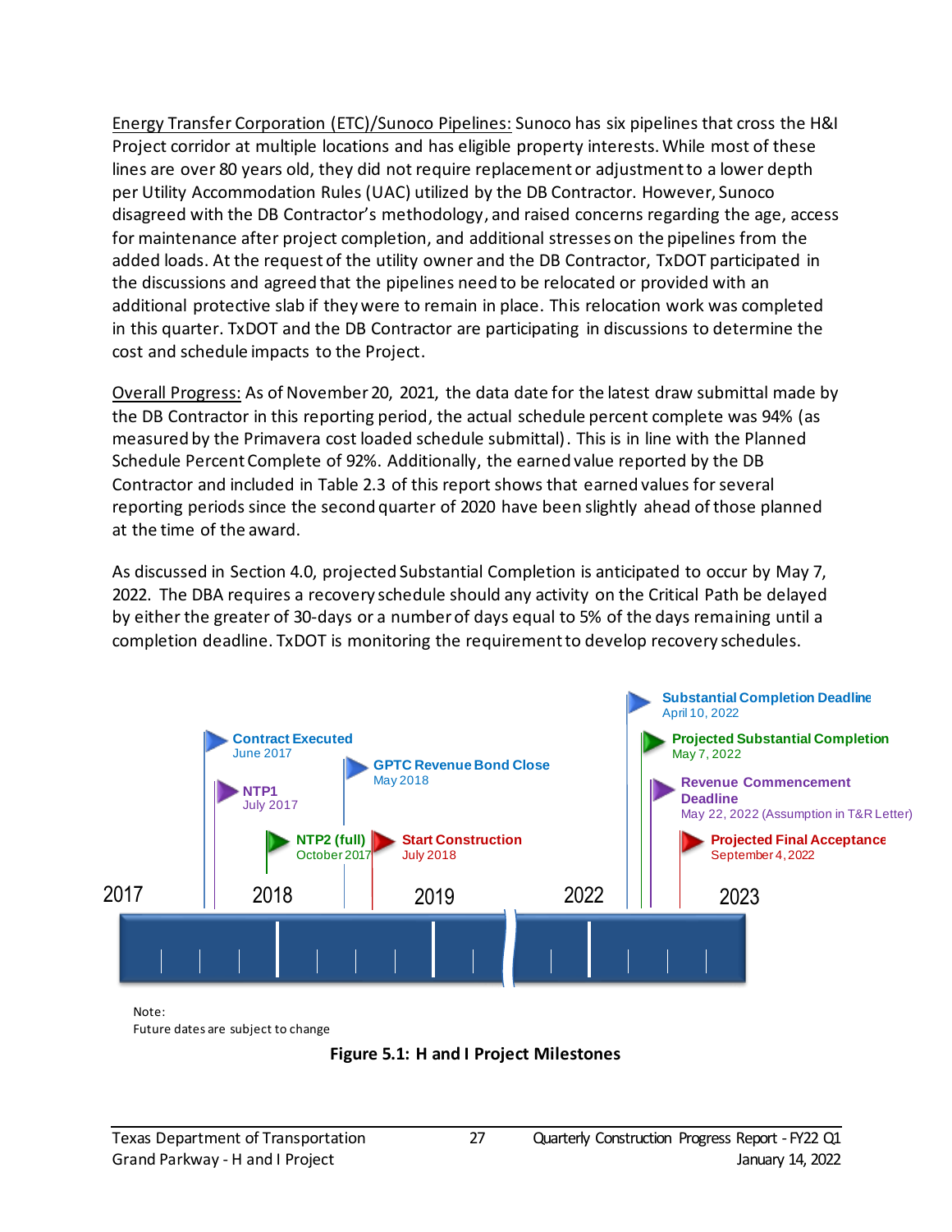Energy Transfer Corporation (ETC)/Sunoco Pipelines: Sunoco has six pipelines that cross the H&I Project corridor at multiple locations and has eligible property interests. While most of these lines are over 80 years old, they did not require replacement or adjustment to a lower depth per Utility Accommodation Rules (UAC) utilized by the DB Contractor. However, Sunoco disagreed with the DB Contractor's methodology, and raised concerns regarding the age, access for maintenance after project completion, and additional stresses on the pipelines from the added loads. At the request of the utility owner and the DB Contractor, TxDOT participated in the discussions and agreed that the pipelines need to be relocated or provided with an additional protective slab if they were to remain in place. This relocation work was completed in this quarter. TxDOT and the DB Contractor are participating in discussions to determine the cost and schedule impacts to the Project.

Overall Progress: As of November 20, 2021, the data date for the latest draw submittal made by the DB Contractor in this reporting period, the actual schedule percent complete was 94% (as measured by the Primavera cost loaded schedule submittal). This is in line with the Planned Schedule Percent Complete of 92%. Additionally, the earned value reported by the DB Contractor and included in Table 2.3 of this report shows that earned values for several reporting periods since the second quarter of 2020 have been slightly ahead of those planned at the time of the award.

As discussed in Section 4.0, projected Substantial Completion is anticipated to occur by May 7, 2022. The DBA requires a recovery schedule should any activity on the Critical Path be delayed by either the greater of 30-days or a number of days equal to 5% of the days remaining until a completion deadline. TxDOT is monitoring the requirement to develop recovery schedules.

- **Contract Executed** – June 2017
- **NTP1** – July 2017
- **NTP2 (full)** – October 2017
- **GPTC Revenue Bond Close** – May 2018
- **Start Construction** – July 2018
- **Substantial Completion Deadline** – April 10, 2022
- **Projected Substantial Completion** – May 7, 2022
- **Revenue Commencement Deadline** – May 22, 2022 (Assumption in T&R Letter)
- **Projected Final Acceptance** – September 4, 2022

Timeline: 2017 | 2018 | 2019 | 2022 | 2023

Note:
Future dates are subject to change

**Figure 5.1: H and I Project Milestones**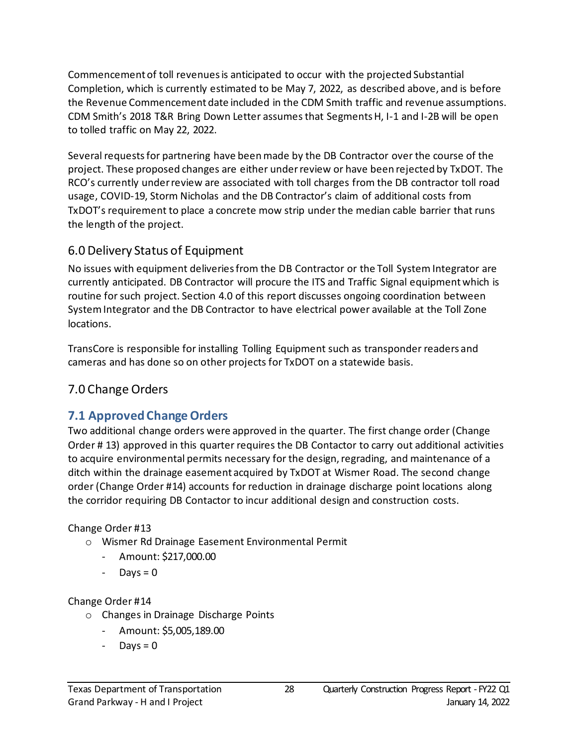Commencement of toll revenues is anticipated to occur with the projected Substantial Completion, which is currently estimated to be May 7, 2022, as described above, and is before the Revenue Commencement date included in the CDM Smith traffic and revenue assumptions. CDM Smith's 2018 T&R Bring Down Letter assumes that Segments H, I-1 and I-2B will be open to tolled traffic on May 22, 2022.

Several requests for partnering have been made by the DB Contractor over the course of the project. These proposed changes are either under review or have been rejected by TxDOT. The RCO's currently under review are associated with toll charges from the DB contractor toll road usage, COVID-19, Storm Nicholas and the DB Contractor's claim of additional costs from TxDOT's requirement to place a concrete mow strip under the median cable barrier that runs the length of the project.

## 6.0 Delivery Status of Equipment

No issues with equipment deliveries from the DB Contractor or the Toll System Integrator are currently anticipated. DB Contractor will procure the ITS and Traffic Signal equipment which is routine for such project. Section 4.0 of this report discusses ongoing coordination between System Integrator and the DB Contractor to have electrical power available at the Toll Zone locations.

TransCore is responsible for installing Tolling Equipment such as transponder readers and cameras and has done so on other projects for TxDOT on a statewide basis.

## 7.0 Change Orders

### 7.1 Approved Change Orders

Two additional change orders were approved in the quarter. The first change order (Change Order # 13) approved in this quarter requires the DB Contactor to carry out additional activities to acquire environmental permits necessary for the design, regrading, and maintenance of a ditch within the drainage easement acquired by TxDOT at Wismer Road. The second change order (Change Order #14) accounts for reduction in drainage discharge point locations along the corridor requiring DB Contactor to incur additional design and construction costs.

Change Order #13

- Wismer Rd Drainage Easement Environmental Permit
  - Amount: $217,000.00
  - Days = 0

Change Order #14

- Changes in Drainage Discharge Points
  - Amount: $5,005,189.00
  - Days = 0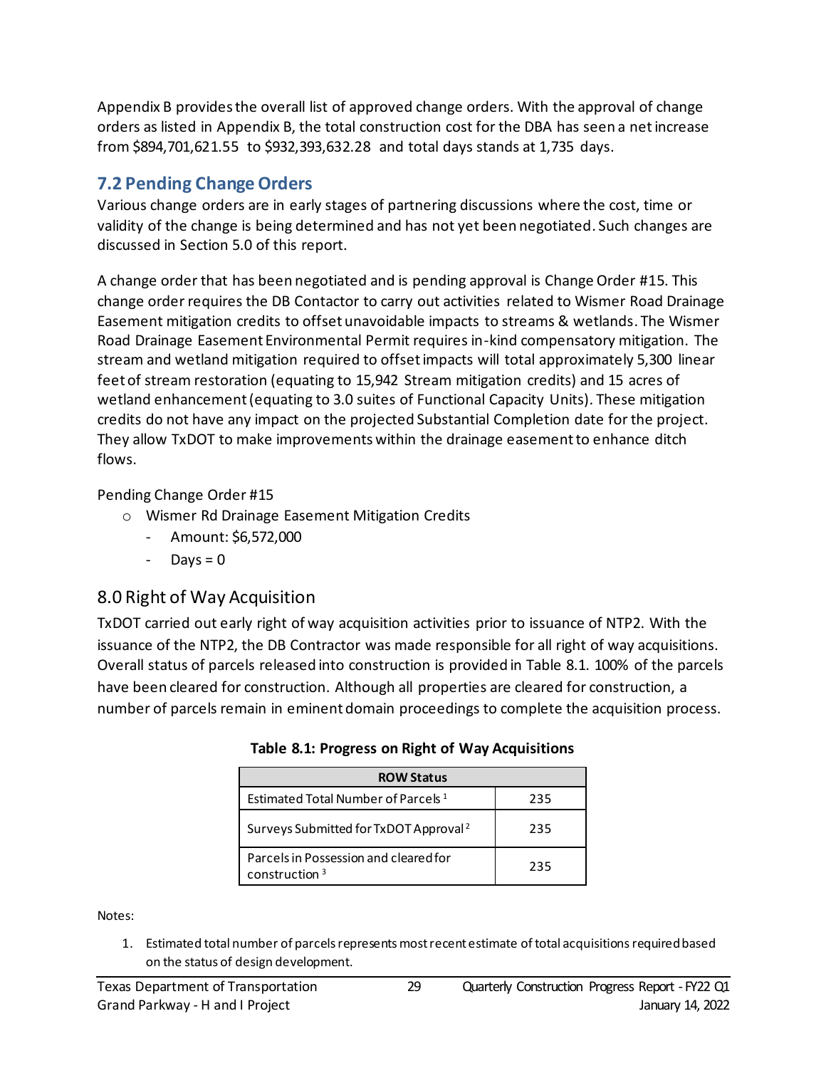Appendix B provides the overall list of approved change orders. With the approval of change orders as listed in Appendix B, the total construction cost for the DBA has seen a net increase from $894,701,621.55 to $932,393,632.28 and total days stands at 1,735 days.

## 7.2 Pending Change Orders

Various change orders are in early stages of partnering discussions where the cost, time or validity of the change is being determined and has not yet been negotiated. Such changes are discussed in Section 5.0 of this report.

A change order that has been negotiated and is pending approval is Change Order #15. This change order requires the DB Contactor to carry out activities related to Wismer Road Drainage Easement mitigation credits to offset unavoidable impacts to streams & wetlands. The Wismer Road Drainage Easement Environmental Permit requires in-kind compensatory mitigation. The stream and wetland mitigation required to offset impacts will total approximately 5,300 linear feet of stream restoration (equating to 15,942 Stream mitigation credits) and 15 acres of wetland enhancement (equating to 3.0 suites of Functional Capacity Units). These mitigation credits do not have any impact on the projected Substantial Completion date for the project. They allow TxDOT to make improvements within the drainage easement to enhance ditch flows.

Pending Change Order #15

- Wismer Rd Drainage Easement Mitigation Credits
  - Amount: $6,572,000
  - Days = 0

## 8.0 Right of Way Acquisition

TxDOT carried out early right of way acquisition activities prior to issuance of NTP2. With the issuance of the NTP2, the DB Contractor was made responsible for all right of way acquisitions. Overall status of parcels released into construction is provided in Table 8.1. 100% of the parcels have been cleared for construction. Although all properties are cleared for construction, a number of parcels remain in eminent domain proceedings to complete the acquisition process.

**Table 8.1: Progress on Right of Way Acquisitions**

| ROW Status | |
|---|---|
| Estimated Total Number of Parcels [1] | 235 |
| Surveys Submitted for TxDOT Approval [2] | 235 |
| Parcels in Possession and cleared for construction [3] | 235 |

Notes:

1. Estimated total number of parcels represents most recent estimate of total acquisitions required based on the status of design development.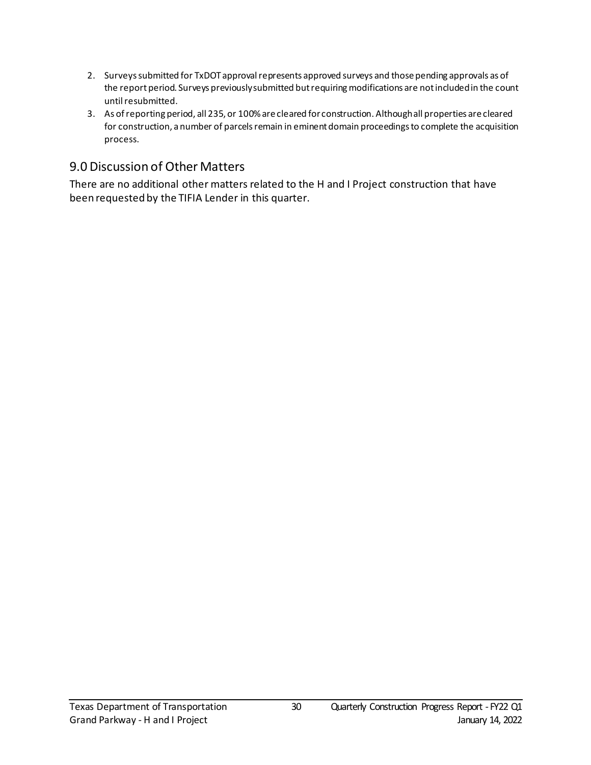2. Surveys submitted for TxDOT approval represents approved surveys and those pending approvals as of the report period. Surveys previously submitted but requiring modifications are not included in the count until resubmitted.
3. As of reporting period, all 235, or 100% are cleared for construction. Although all properties are cleared for construction, a number of parcels remain in eminent domain proceedings to complete the acquisition process.

## 9.0 Discussion of Other Matters

There are no additional other matters related to the H and I Project construction that have been requested by the TIFIA Lender in this quarter.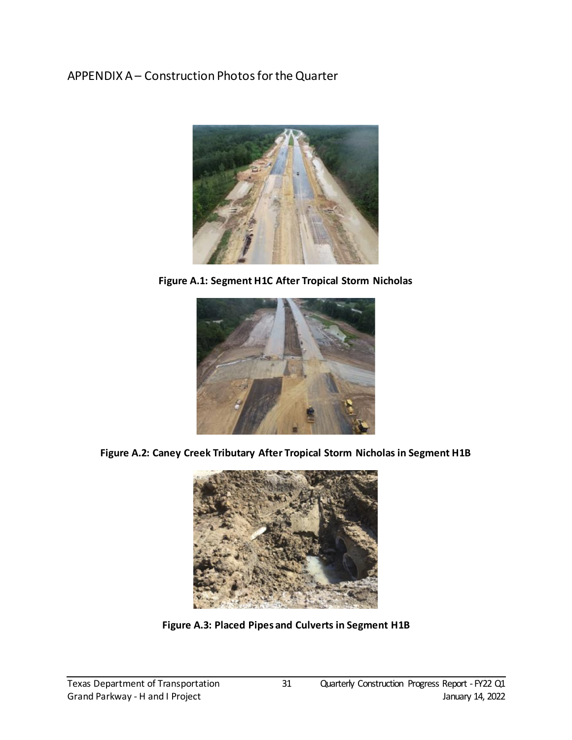## APPENDIX A – Construction Photos for the Quarter

**Figure A.1: Segment H1C After Tropical Storm Nicholas**

**Figure A.2: Caney Creek Tributary After Tropical Storm Nicholas in Segment H1B**

**Figure A.3: Placed Pipes and Culverts in Segment H1B**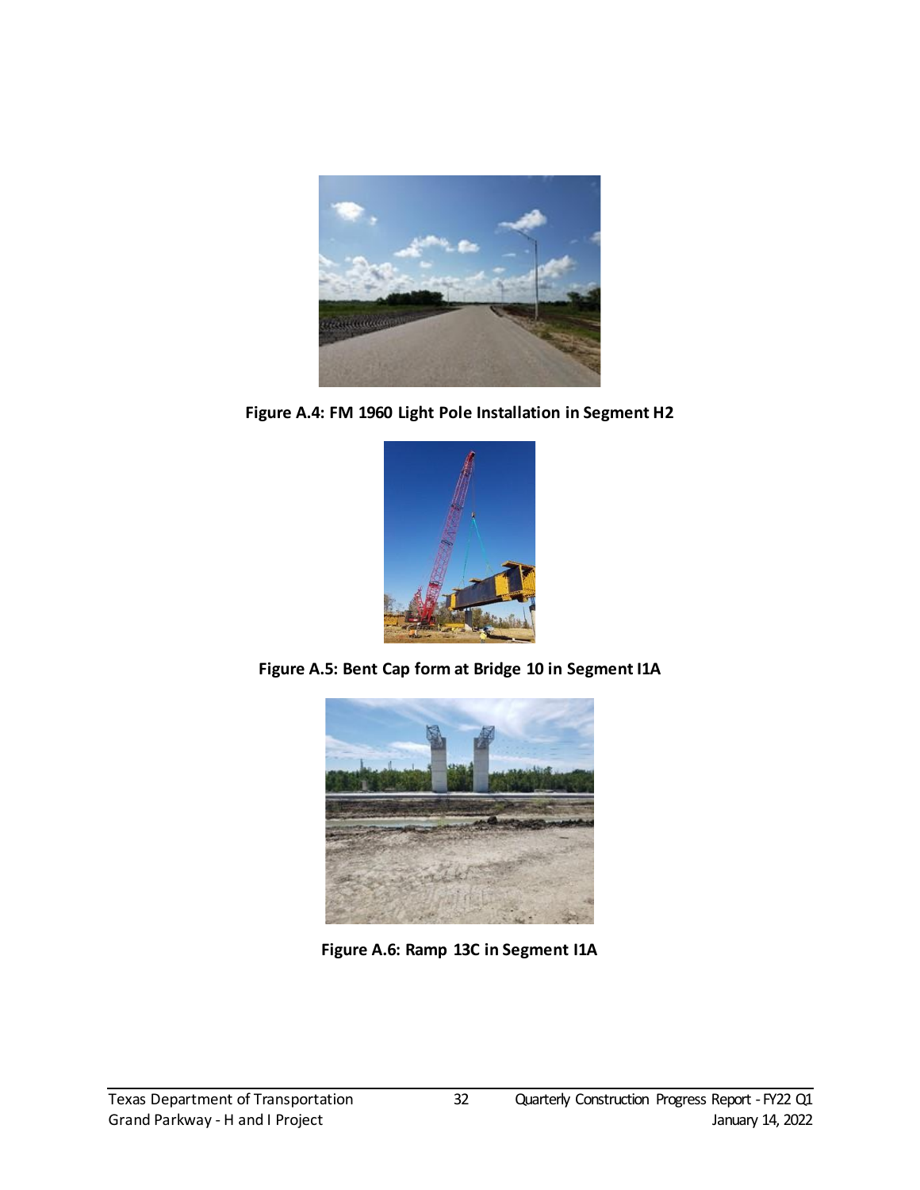Figure A.4: FM 1960 Light Pole Installation in Segment H2

Figure A.5: Bent Cap form at Bridge 10 in Segment I1A

Figure A.6: Ramp 13C in Segment I1A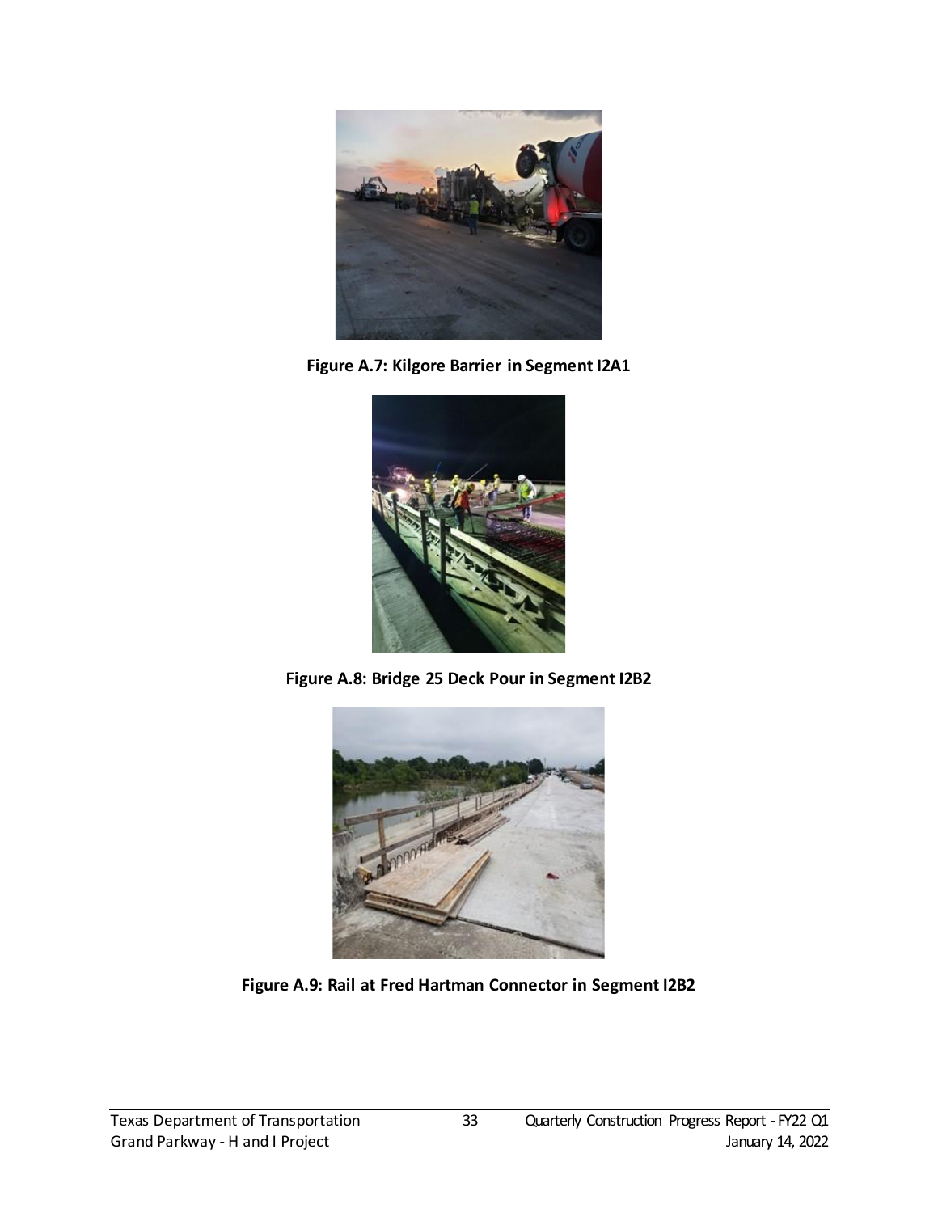**Figure A.7: Kilgore Barrier in Segment I2A1**

**Figure A.8: Bridge 25 Deck Pour in Segment I2B2**

**Figure A.9: Rail at Fred Hartman Connector in Segment I2B2**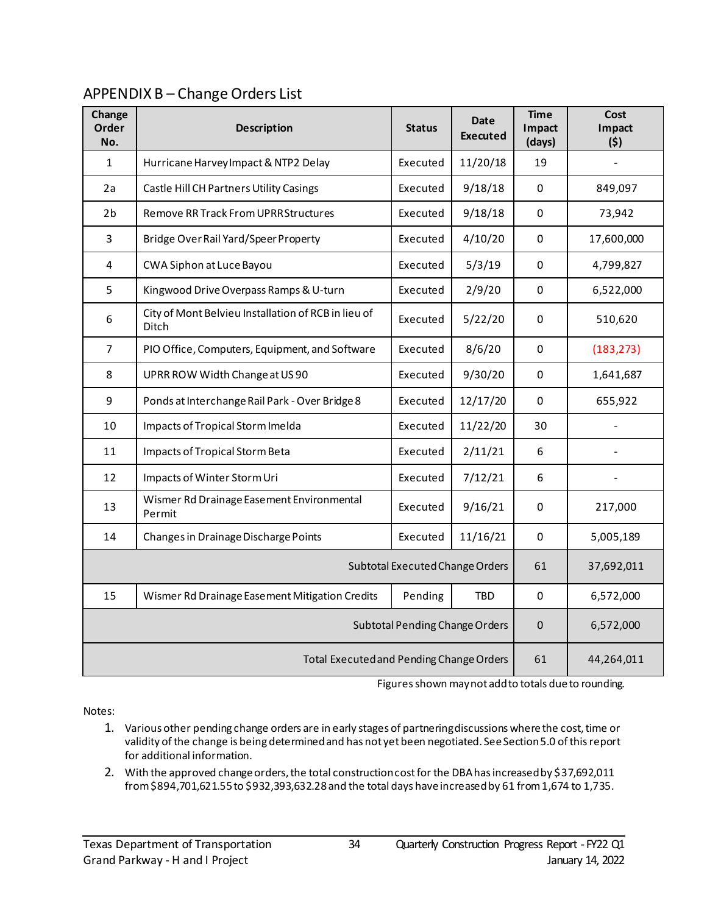## APPENDIX B – Change Orders List

| Change Order No. | Description | Status | Date Executed | Time Impact (days) | Cost Impact ($) |
|---|---|---|---|---|---|
| 1 | Hurricane Harvey Impact & NTP2 Delay | Executed | 11/20/18 | 19 | - |
| 2a | Castle Hill CH Partners Utility Casings | Executed | 9/18/18 | 0 | 849,097 |
| 2b | Remove RR Track From UPRR Structures | Executed | 9/18/18 | 0 | 73,942 |
| 3 | Bridge Over Rail Yard/Speer Property | Executed | 4/10/20 | 0 | 17,600,000 |
| 4 | CWA Siphon at Luce Bayou | Executed | 5/3/19 | 0 | 4,799,827 |
| 5 | Kingwood Drive Overpass Ramps & U-turn | Executed | 2/9/20 | 0 | 6,522,000 |
| 6 | City of Mont Belvieu Installation of RCB in lieu of Ditch | Executed | 5/22/20 | 0 | 510,620 |
| 7 | PIO Office, Computers, Equipment, and Software | Executed | 8/6/20 | 0 | (183,273) |
| 8 | UPRR ROW Width Change at US 90 | Executed | 9/30/20 | 0 | 1,641,687 |
| 9 | Ponds at Interchange Rail Park - Over Bridge 8 | Executed | 12/17/20 | 0 | 655,922 |
| 10 | Impacts of Tropical Storm Imelda | Executed | 11/22/20 | 30 | - |
| 11 | Impacts of Tropical Storm Beta | Executed | 2/11/21 | 6 | - |
| 12 | Impacts of Winter Storm Uri | Executed | 7/12/21 | 6 | - |
| 13 | Wismer Rd Drainage Easement Environmental Permit | Executed | 9/16/21 | 0 | 217,000 |
| 14 | Changes in Drainage Discharge Points | Executed | 11/16/21 | 0 | 5,005,189 |
| | | | Subtotal Executed Change Orders | 61 | 37,692,011 |
| 15 | Wismer Rd Drainage Easement Mitigation Credits | Pending | TBD | 0 | 6,572,000 |
| | | | Subtotal Pending Change Orders | 0 | 6,572,000 |
| | | | Total Executed and Pending Change Orders | 61 | 44,264,011 |

Figures shown may not add to totals due to rounding.

Notes:

1. Various other pending change orders are in early stages of partnering discussions where the cost, time or validity of the change is being determined and has not yet been negotiated. See Section 5.0 of this report for additional information.
2. With the approved change orders, the total construction cost for the DBA has increased by $37,692,011 from $894,701,621.55 to $932,393,632.28 and the total days have increased by 61 from 1,674 to 1,735.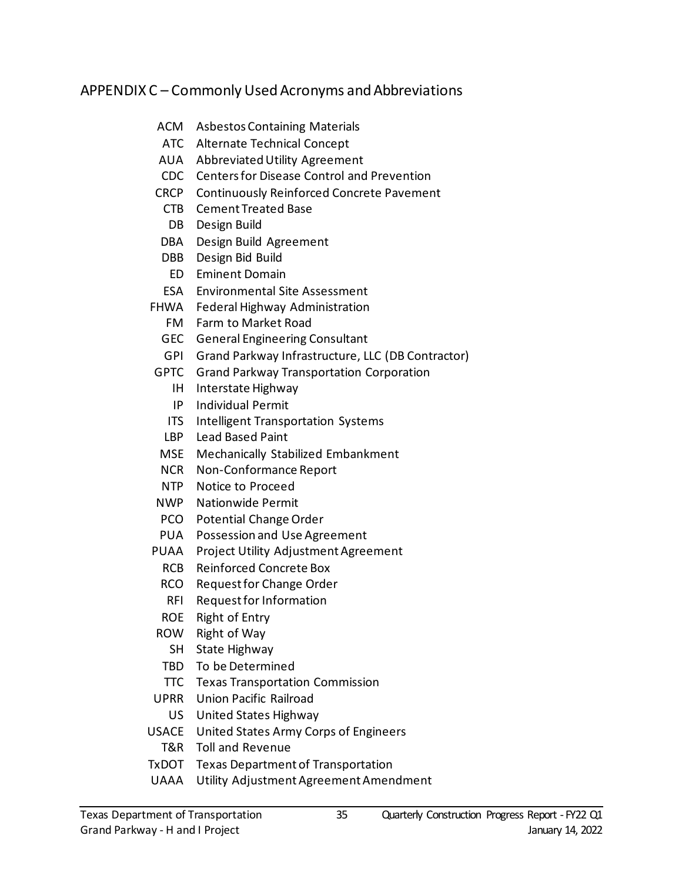## APPENDIX C – Commonly Used Acronyms and Abbreviations

| | |
|---|---|
| ACM | Asbestos Containing Materials |
| ATC | Alternate Technical Concept |
| AUA | Abbreviated Utility Agreement |
| CDC | Centers for Disease Control and Prevention |
| CRCP | Continuously Reinforced Concrete Pavement |
| CTB | Cement Treated Base |
| DB | Design Build |
| DBA | Design Build Agreement |
| DBB | Design Bid Build |
| ED | Eminent Domain |
| ESA | Environmental Site Assessment |
| FHWA | Federal Highway Administration |
| FM | Farm to Market Road |
| GEC | General Engineering Consultant |
| GPI | Grand Parkway Infrastructure, LLC (DB Contractor) |
| GPTC | Grand Parkway Transportation Corporation |
| IH | Interstate Highway |
| IP | Individual Permit |
| ITS | Intelligent Transportation Systems |
| LBP | Lead Based Paint |
| MSE | Mechanically Stabilized Embankment |
| NCR | Non-Conformance Report |
| NTP | Notice to Proceed |
| NWP | Nationwide Permit |
| PCO | Potential Change Order |
| PUA | Possession and Use Agreement |
| PUAA | Project Utility Adjustment Agreement |
| RCB | Reinforced Concrete Box |
| RCO | Request for Change Order |
| RFI | Request for Information |
| ROE | Right of Entry |
| ROW | Right of Way |
| SH | State Highway |
| TBD | To be Determined |
| TTC | Texas Transportation Commission |
| UPRR | Union Pacific Railroad |
| US | United States Highway |
| USACE | United States Army Corps of Engineers |
| T&R | Toll and Revenue |
| TxDOT | Texas Department of Transportation |
| UAAA | Utility Adjustment Agreement Amendment |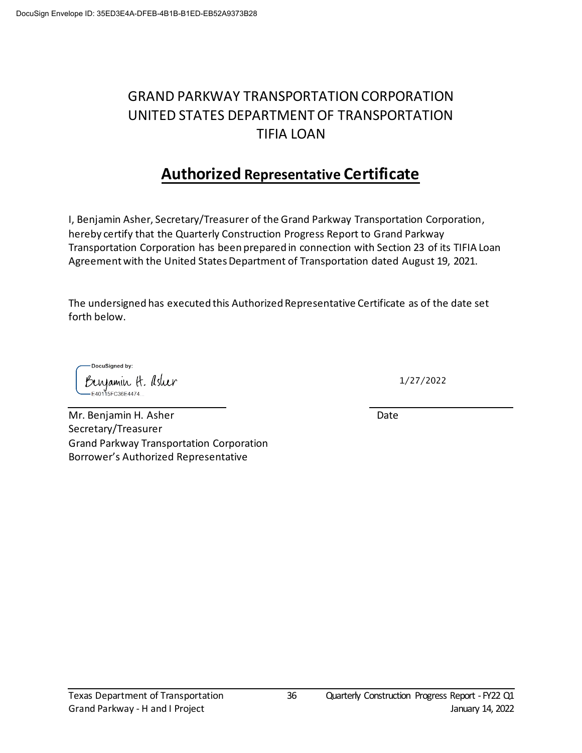DocuSign Envelope ID: 35ED3E4A-DFEB-4B1B-B1ED-EB52A9373B28

GRAND PARKWAY TRANSPORTATION CORPORATION
UNITED STATES DEPARTMENT OF TRANSPORTATION
TIFIA LOAN

# Authorized Representative Certificate

I, Benjamin Asher, Secretary/Treasurer of the Grand Parkway Transportation Corporation, hereby certify that the Quarterly Construction Progress Report to Grand Parkway Transportation Corporation has been prepared in connection with Section 23 of its TIFIA Loan Agreement with the United States Department of Transportation dated August 19, 2021.

The undersigned has executed this Authorized Representative Certificate as of the date set forth below.

DocuSigned by:
Benjamin H. Asher
E40115FC36E4474...

1/27/2022

Mr. Benjamin H. Asher
Secretary/Treasurer
Grand Parkway Transportation Corporation
Borrower's Authorized Representative

Date